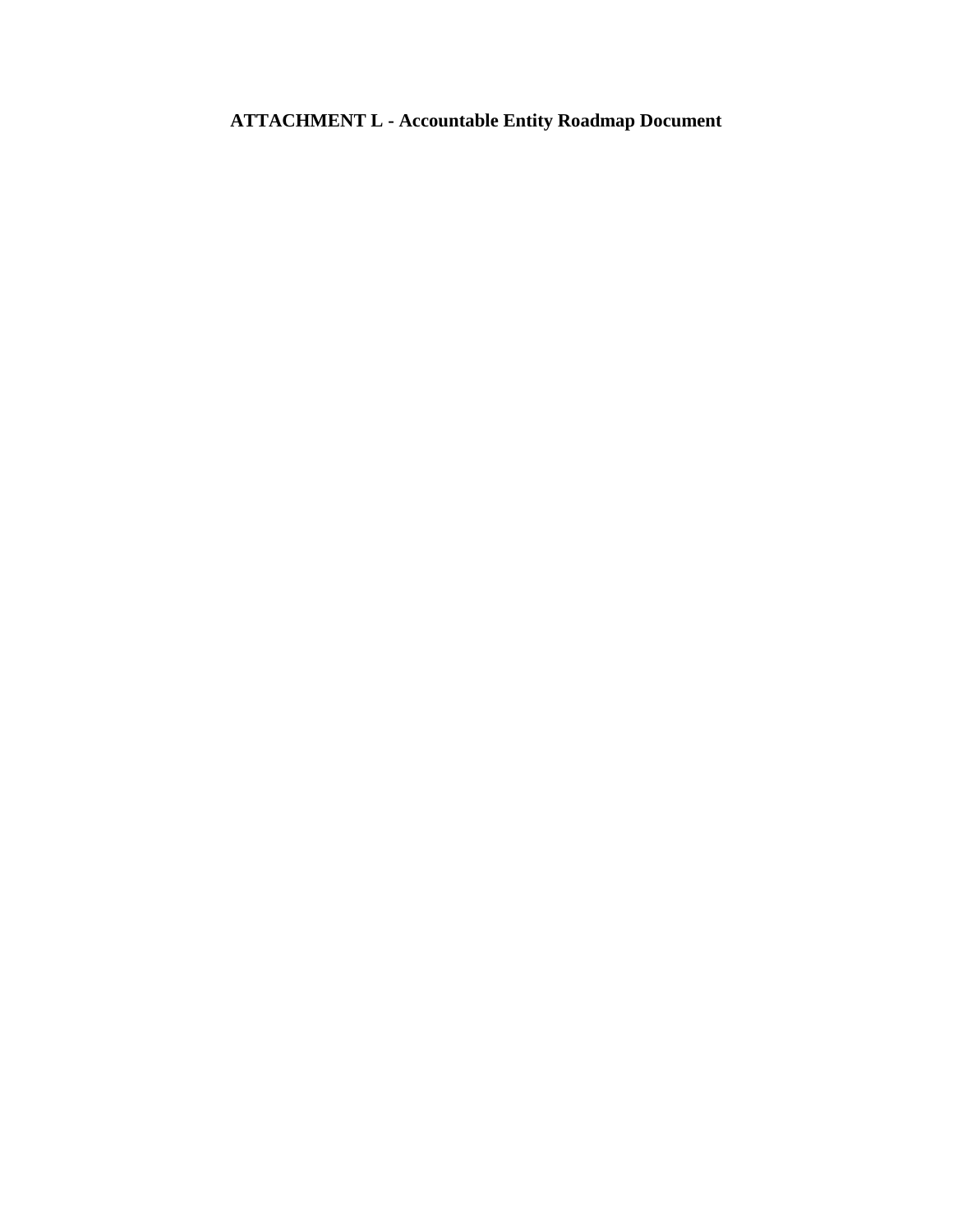# ATTACHMENT L - Accountable Entity Roadmap Document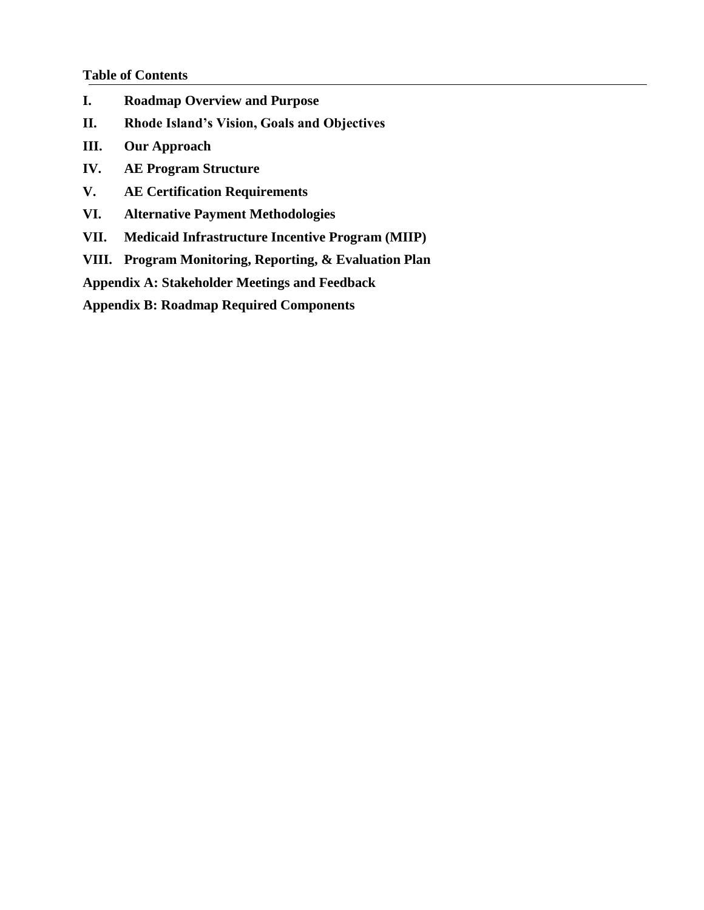**Table of Contents**

**I. Roadmap Overview and Purpose**

**II. Rhode Island's Vision, Goals and Objectives**

**III. Our Approach**

**IV. AE Program Structure**

**V. AE Certification Requirements**

**VI. Alternative Payment Methodologies**

**VII. Medicaid Infrastructure Incentive Program (MIIP)**

**VIII. Program Monitoring, Reporting, & Evaluation Plan**

**Appendix A: Stakeholder Meetings and Feedback**

**Appendix B: Roadmap Required Components**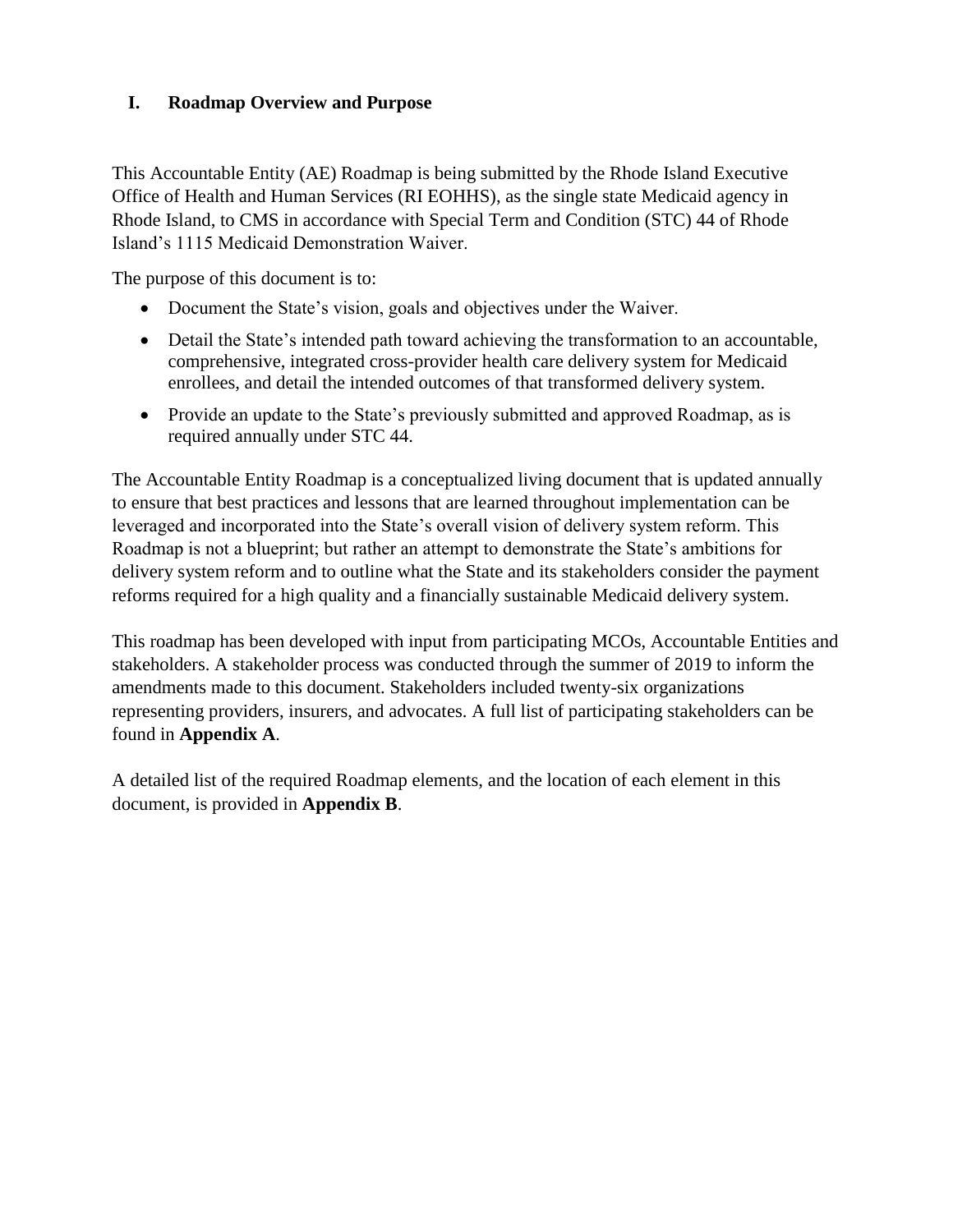## I. Roadmap Overview and Purpose

This Accountable Entity (AE) Roadmap is being submitted by the Rhode Island Executive Office of Health and Human Services (RI EOHHS), as the single state Medicaid agency in Rhode Island, to CMS in accordance with Special Term and Condition (STC) 44 of Rhode Island's 1115 Medicaid Demonstration Waiver.

The purpose of this document is to:

- Document the State's vision, goals and objectives under the Waiver.
- Detail the State's intended path toward achieving the transformation to an accountable, comprehensive, integrated cross-provider health care delivery system for Medicaid enrollees, and detail the intended outcomes of that transformed delivery system.
- Provide an update to the State's previously submitted and approved Roadmap, as is required annually under STC 44.

The Accountable Entity Roadmap is a conceptualized living document that is updated annually to ensure that best practices and lessons that are learned throughout implementation can be leveraged and incorporated into the State's overall vision of delivery system reform. This Roadmap is not a blueprint; but rather an attempt to demonstrate the State's ambitions for delivery system reform and to outline what the State and its stakeholders consider the payment reforms required for a high quality and a financially sustainable Medicaid delivery system.

This roadmap has been developed with input from participating MCOs, Accountable Entities and stakeholders. A stakeholder process was conducted through the summer of 2019 to inform the amendments made to this document. Stakeholders included twenty-six organizations representing providers, insurers, and advocates. A full list of participating stakeholders can be found in **Appendix A**.

A detailed list of the required Roadmap elements, and the location of each element in this document, is provided in **Appendix B**.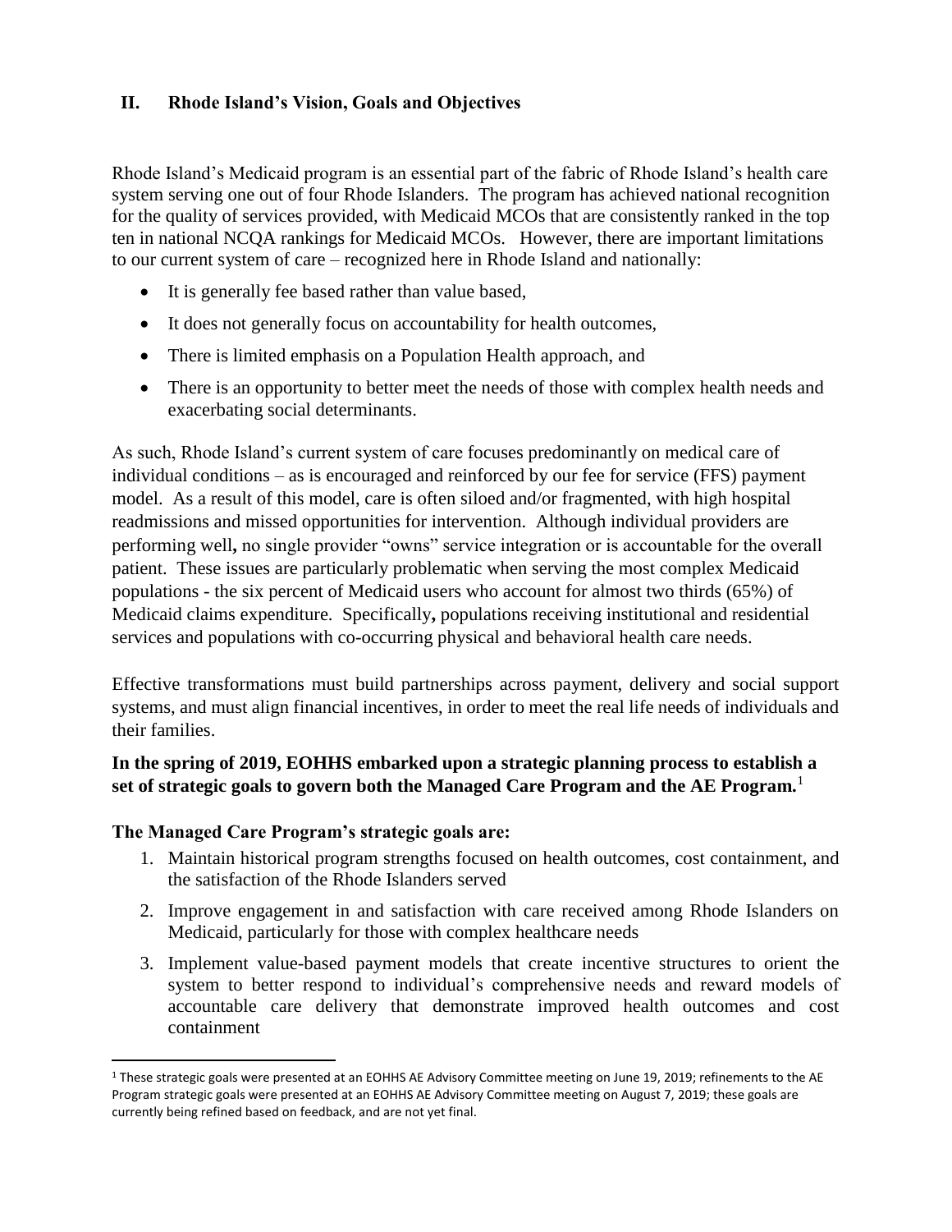## II. Rhode Island's Vision, Goals and Objectives

Rhode Island's Medicaid program is an essential part of the fabric of Rhode Island's health care system serving one out of four Rhode Islanders. The program has achieved national recognition for the quality of services provided, with Medicaid MCOs that are consistently ranked in the top ten in national NCQA rankings for Medicaid MCOs. However, there are important limitations to our current system of care – recognized here in Rhode Island and nationally:

- It is generally fee based rather than value based,
- It does not generally focus on accountability for health outcomes,
- There is limited emphasis on a Population Health approach, and
- There is an opportunity to better meet the needs of those with complex health needs and exacerbating social determinants.

As such, Rhode Island's current system of care focuses predominantly on medical care of individual conditions – as is encouraged and reinforced by our fee for service (FFS) payment model. As a result of this model, care is often siloed and/or fragmented, with high hospital readmissions and missed opportunities for intervention. Although individual providers are performing well**,** no single provider "owns" service integration or is accountable for the overall patient. These issues are particularly problematic when serving the most complex Medicaid populations - the six percent of Medicaid users who account for almost two thirds (65%) of Medicaid claims expenditure. Specifically**,** populations receiving institutional and residential services and populations with co-occurring physical and behavioral health care needs.

Effective transformations must build partnerships across payment, delivery and social support systems, and must align financial incentives, in order to meet the real life needs of individuals and their families.

**In the spring of 2019, EOHHS embarked upon a strategic planning process to establish a set of strategic goals to govern both the Managed Care Program and the AE Program.**[1]

**The Managed Care Program's strategic goals are:**

1. Maintain historical program strengths focused on health outcomes, cost containment, and the satisfaction of the Rhode Islanders served
2. Improve engagement in and satisfaction with care received among Rhode Islanders on Medicaid, particularly for those with complex healthcare needs
3. Implement value-based payment models that create incentive structures to orient the system to better respond to individual's comprehensive needs and reward models of accountable care delivery that demonstrate improved health outcomes and cost containment

[1] These strategic goals were presented at an EOHHS AE Advisory Committee meeting on June 19, 2019; refinements to the AE Program strategic goals were presented at an EOHHS AE Advisory Committee meeting on August 7, 2019; these goals are currently being refined based on feedback, and are not yet final.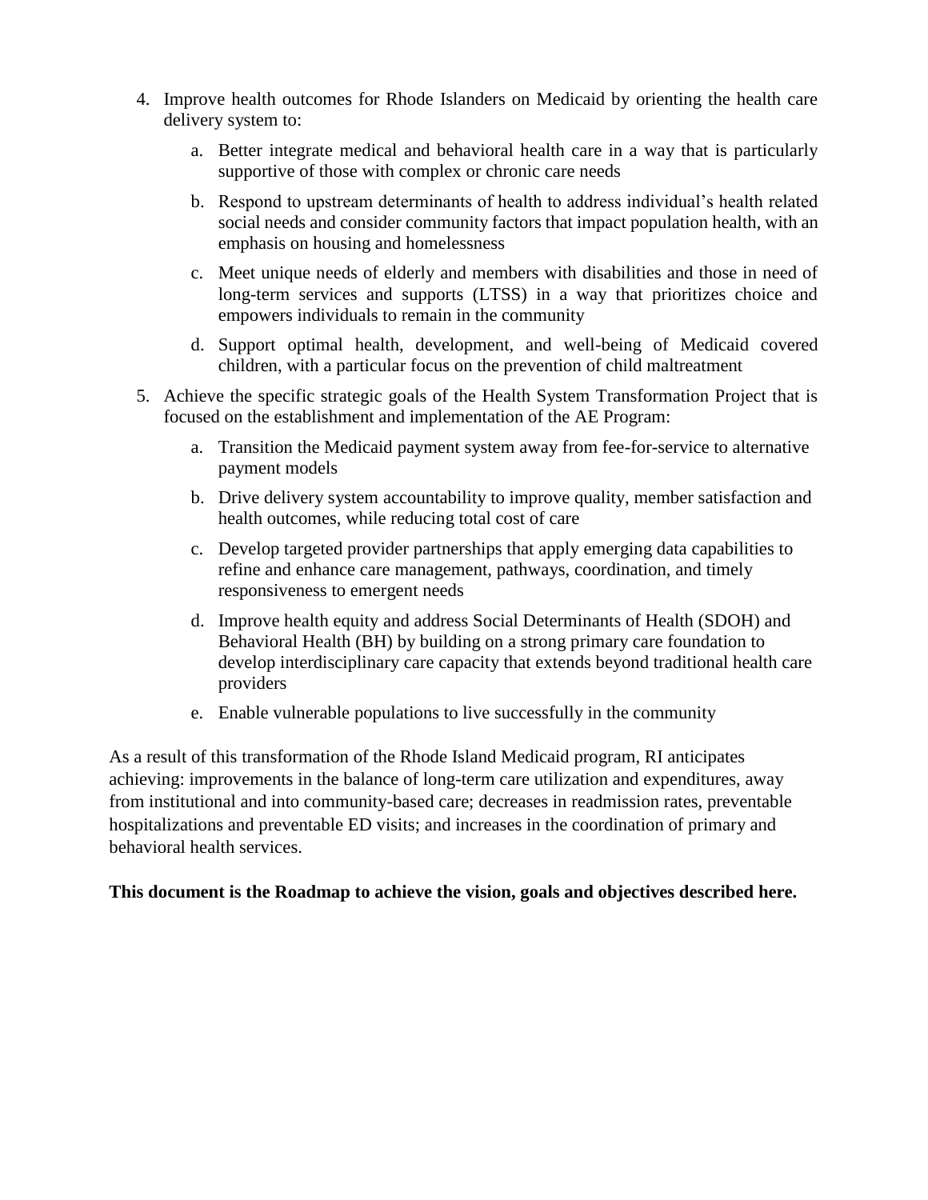4. Improve health outcomes for Rhode Islanders on Medicaid by orienting the health care delivery system to:

    a. Better integrate medical and behavioral health care in a way that is particularly supportive of those with complex or chronic care needs

    b. Respond to upstream determinants of health to address individual's health related social needs and consider community factors that impact population health, with an emphasis on housing and homelessness

    c. Meet unique needs of elderly and members with disabilities and those in need of long-term services and supports (LTSS) in a way that prioritizes choice and empowers individuals to remain in the community

    d. Support optimal health, development, and well-being of Medicaid covered children, with a particular focus on the prevention of child maltreatment

5. Achieve the specific strategic goals of the Health System Transformation Project that is focused on the establishment and implementation of the AE Program:

    a. Transition the Medicaid payment system away from fee-for-service to alternative payment models

    b. Drive delivery system accountability to improve quality, member satisfaction and health outcomes, while reducing total cost of care

    c. Develop targeted provider partnerships that apply emerging data capabilities to refine and enhance care management, pathways, coordination, and timely responsiveness to emergent needs

    d. Improve health equity and address Social Determinants of Health (SDOH) and Behavioral Health (BH) by building on a strong primary care foundation to develop interdisciplinary care capacity that extends beyond traditional health care providers

    e. Enable vulnerable populations to live successfully in the community

As a result of this transformation of the Rhode Island Medicaid program, RI anticipates achieving: improvements in the balance of long-term care utilization and expenditures, away from institutional and into community-based care; decreases in readmission rates, preventable hospitalizations and preventable ED visits; and increases in the coordination of primary and behavioral health services.

**This document is the Roadmap to achieve the vision, goals and objectives described here.**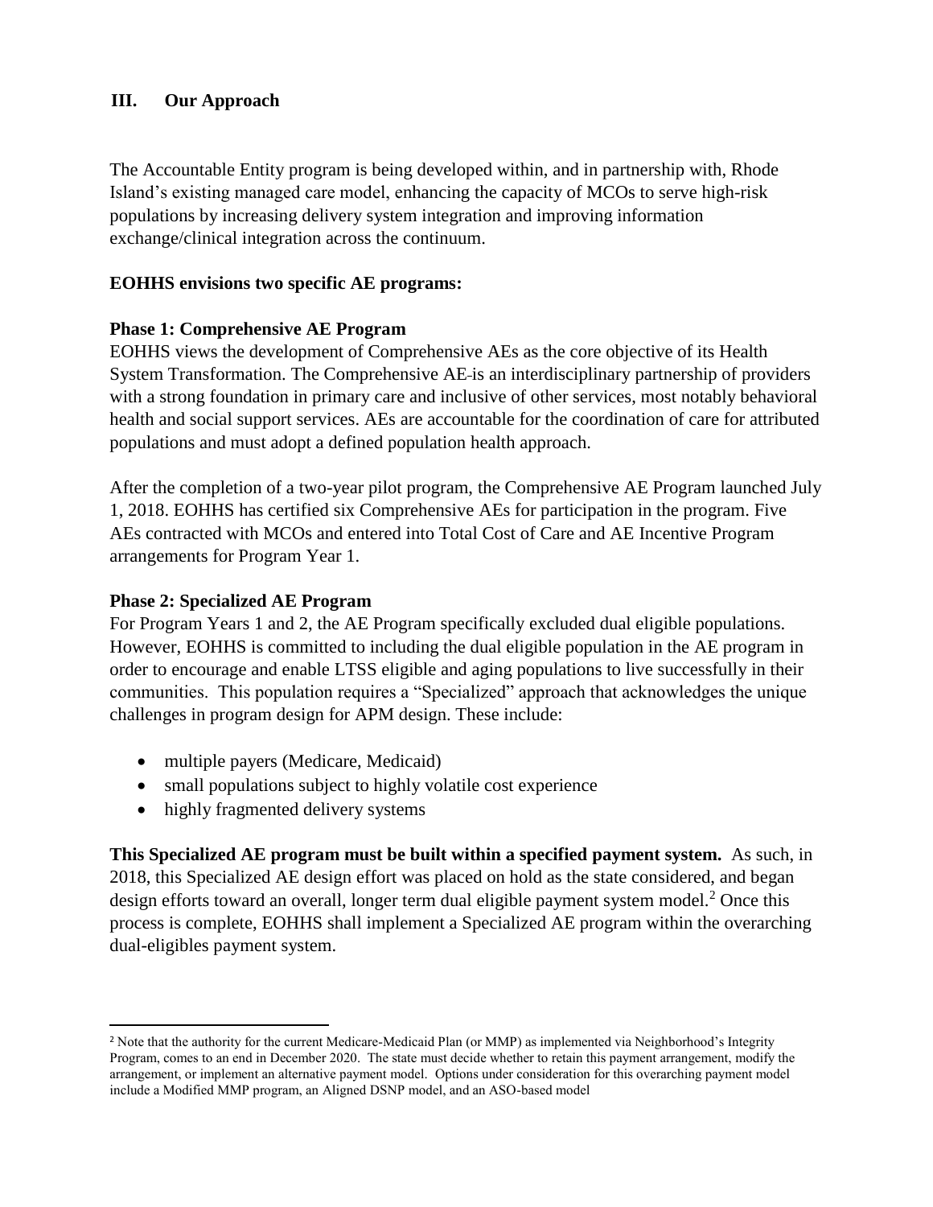## III. Our Approach

The Accountable Entity program is being developed within, and in partnership with, Rhode Island's existing managed care model, enhancing the capacity of MCOs to serve high-risk populations by increasing delivery system integration and improving information exchange/clinical integration across the continuum.

**EOHHS envisions two specific AE programs:**

**Phase 1: Comprehensive AE Program**

EOHHS views the development of Comprehensive AEs as the core objective of its Health System Transformation. The Comprehensive AE is an interdisciplinary partnership of providers with a strong foundation in primary care and inclusive of other services, most notably behavioral health and social support services. AEs are accountable for the coordination of care for attributed populations and must adopt a defined population health approach.

After the completion of a two-year pilot program, the Comprehensive AE Program launched July 1, 2018. EOHHS has certified six Comprehensive AEs for participation in the program. Five AEs contracted with MCOs and entered into Total Cost of Care and AE Incentive Program arrangements for Program Year 1.

**Phase 2: Specialized AE Program**

For Program Years 1 and 2, the AE Program specifically excluded dual eligible populations. However, EOHHS is committed to including the dual eligible population in the AE program in order to encourage and enable LTSS eligible and aging populations to live successfully in their communities. This population requires a "Specialized" approach that acknowledges the unique challenges in program design for APM design. These include:

- multiple payers (Medicare, Medicaid)
- small populations subject to highly volatile cost experience
- highly fragmented delivery systems

**This Specialized AE program must be built within a specified payment system.** As such, in 2018, this Specialized AE design effort was placed on hold as the state considered, and began design efforts toward an overall, longer term dual eligible payment system model.[2] Once this process is complete, EOHHS shall implement a Specialized AE program within the overarching dual-eligibles payment system.

[2] Note that the authority for the current Medicare-Medicaid Plan (or MMP) as implemented via Neighborhood's Integrity Program, comes to an end in December 2020. The state must decide whether to retain this payment arrangement, modify the arrangement, or implement an alternative payment model. Options under consideration for this overarching payment model include a Modified MMP program, an Aligned DSNP model, and an ASO-based model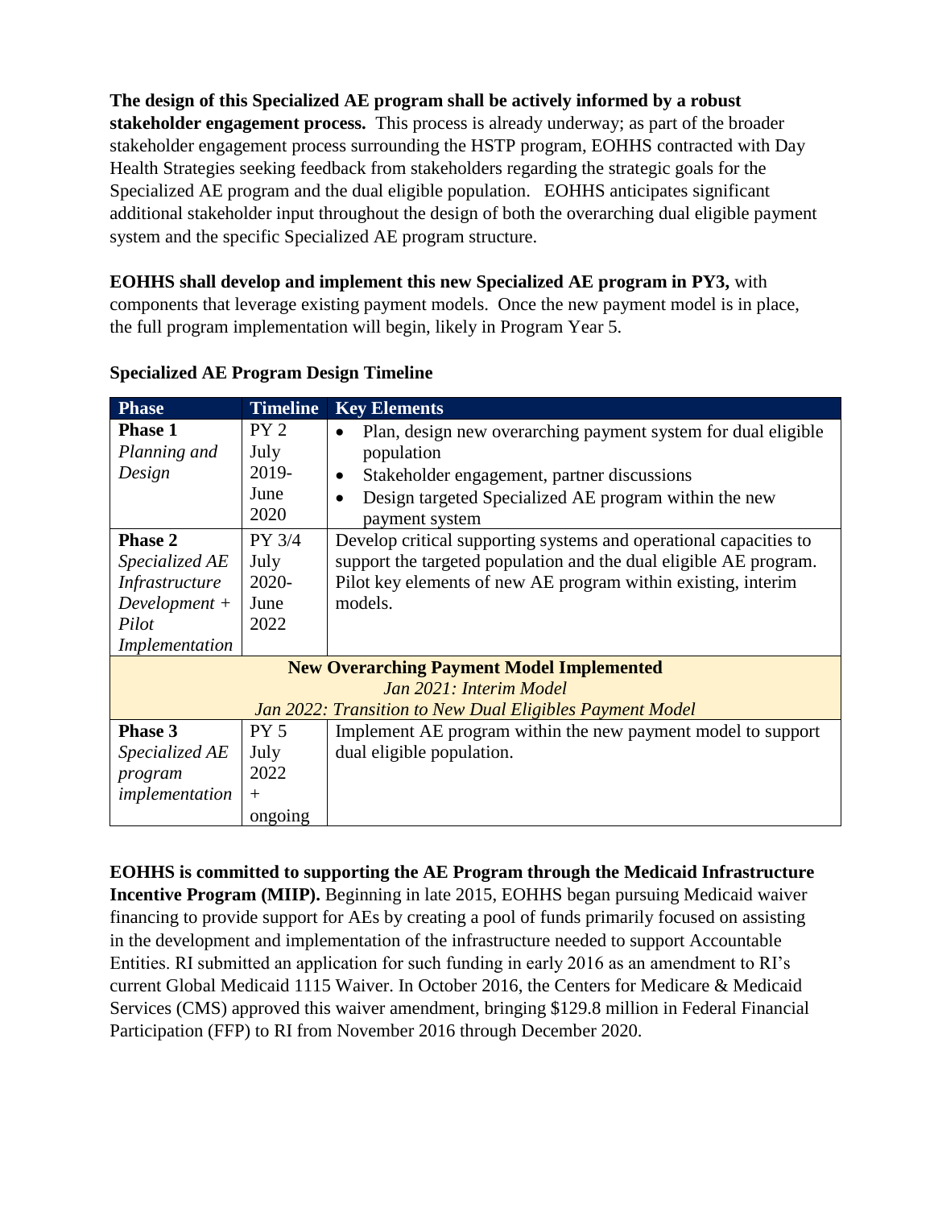**The design of this Specialized AE program shall be actively informed by a robust stakeholder engagement process.** This process is already underway; as part of the broader stakeholder engagement process surrounding the HSTP program, EOHHS contracted with Day Health Strategies seeking feedback from stakeholders regarding the strategic goals for the Specialized AE program and the dual eligible population. EOHHS anticipates significant additional stakeholder input throughout the design of both the overarching dual eligible payment system and the specific Specialized AE program structure.

**EOHHS shall develop and implement this new Specialized AE program in PY3,** with components that leverage existing payment models. Once the new payment model is in place, the full program implementation will begin, likely in Program Year 5.

**Specialized AE Program Design Timeline**

| Phase | Timeline | Key Elements |
|---|---|---|
| **Phase 1** *Planning and Design* | PY 2 July 2019- June 2020 | • Plan, design new overarching payment system for dual eligible population<br>• Stakeholder engagement, partner discussions<br>• Design targeted Specialized AE program within the new payment system |
| **Phase 2** *Specialized AE Infrastructure Development + Pilot Implementation* | PY 3/4 July 2020- June 2022 | Develop critical supporting systems and operational capacities to support the targeted population and the dual eligible AE program. Pilot key elements of new AE program within existing, interim models. |
| **New Overarching Payment Model Implemented** *Jan 2021: Interim Model* *Jan 2022: Transition to New Dual Eligibles Payment Model* | | |
| **Phase 3** *Specialized AE program implementation* | PY 5 July 2022 + ongoing | Implement AE program within the new payment model to support dual eligible population. |

**EOHHS is committed to supporting the AE Program through the Medicaid Infrastructure Incentive Program (MIIP).** Beginning in late 2015, EOHHS began pursuing Medicaid waiver financing to provide support for AEs by creating a pool of funds primarily focused on assisting in the development and implementation of the infrastructure needed to support Accountable Entities. RI submitted an application for such funding in early 2016 as an amendment to RI's current Global Medicaid 1115 Waiver. In October 2016, the Centers for Medicare & Medicaid Services (CMS) approved this waiver amendment, bringing $129.8 million in Federal Financial Participation (FFP) to RI from November 2016 through December 2020.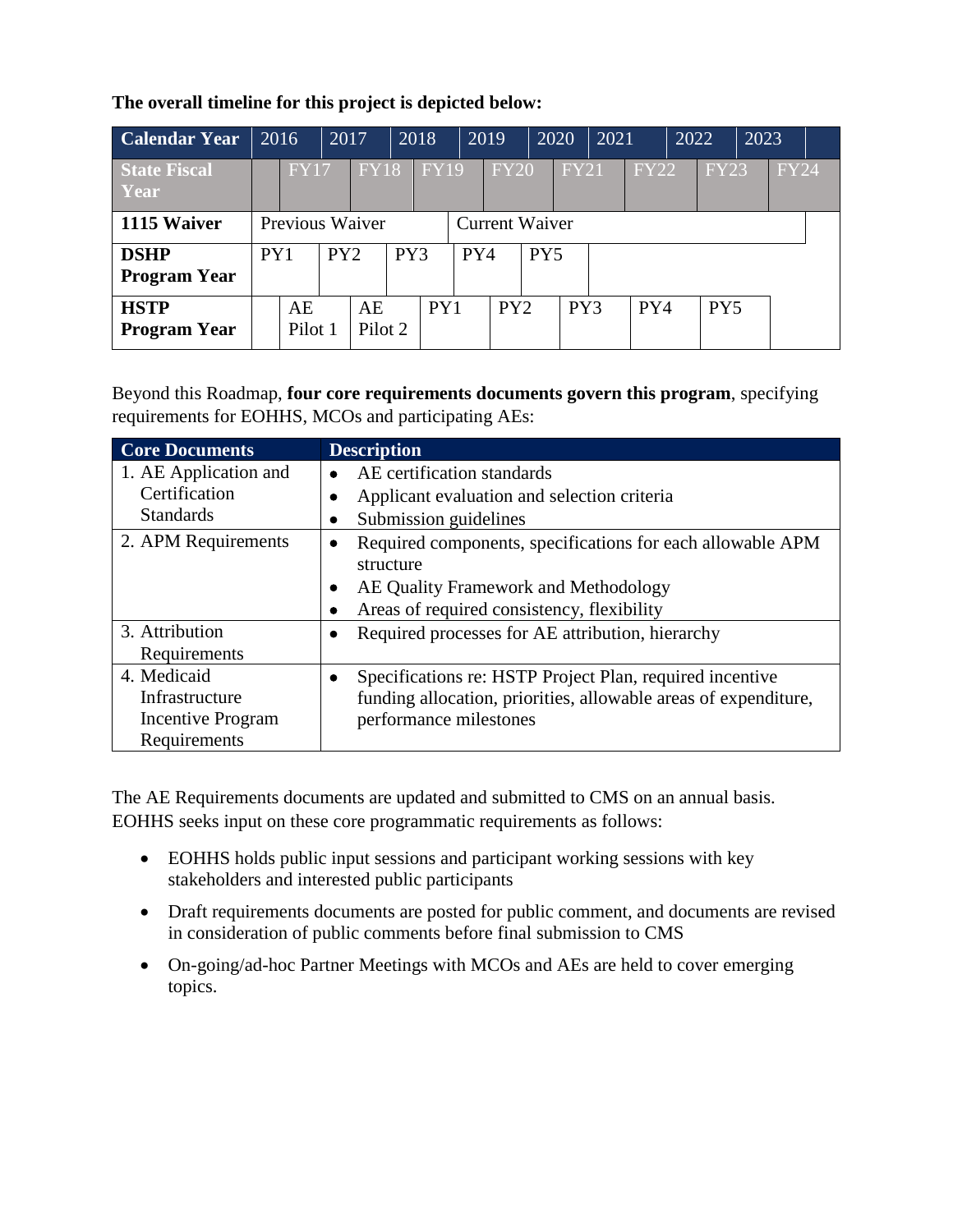**The overall timeline for this project is depicted below:**

| Calendar Year | 2016 | | 2017 | | 2018 | | 2019 | | 2020 | | 2021 | | 2022 | | 2023 | |
|---|---|---|---|---|---|---|---|---|---|---|---|---|---|---|---|---|
| **State Fiscal Year** | | FY17 | | FY18 | | FY19 | | FY20 | | FY21 | | FY22 | | FY23 | | FY24 |
| **1115 Waiver** | Previous Waiver | | | | | | Current Waiver | | | | | | | | | |
| **DSHP Program Year** | PY1 | | PY2 | | PY3 | | PY4 | | PY5 | | | | | | | |
| **HSTP Program Year** | | AE Pilot 1 | | AE Pilot 2 | | PY1 | | PY2 | | PY3 | | PY4 | | PY5 | | |

Beyond this Roadmap, **four core requirements documents govern this program**, specifying requirements for EOHHS, MCOs and participating AEs:

| Core Documents | Description |
|---|---|
| 1. AE Application and Certification Standards | • AE certification standards<br>• Applicant evaluation and selection criteria<br>• Submission guidelines |
| 2. APM Requirements | • Required components, specifications for each allowable APM structure<br>• AE Quality Framework and Methodology<br>• Areas of required consistency, flexibility |
| 3. Attribution Requirements | • Required processes for AE attribution, hierarchy |
| 4. Medicaid Infrastructure Incentive Program Requirements | • Specifications re: HSTP Project Plan, required incentive funding allocation, priorities, allowable areas of expenditure, performance milestones |

The AE Requirements documents are updated and submitted to CMS on an annual basis. EOHHS seeks input on these core programmatic requirements as follows:

- EOHHS holds public input sessions and participant working sessions with key stakeholders and interested public participants
- Draft requirements documents are posted for public comment, and documents are revised in consideration of public comments before final submission to CMS
- On-going/ad-hoc Partner Meetings with MCOs and AEs are held to cover emerging topics.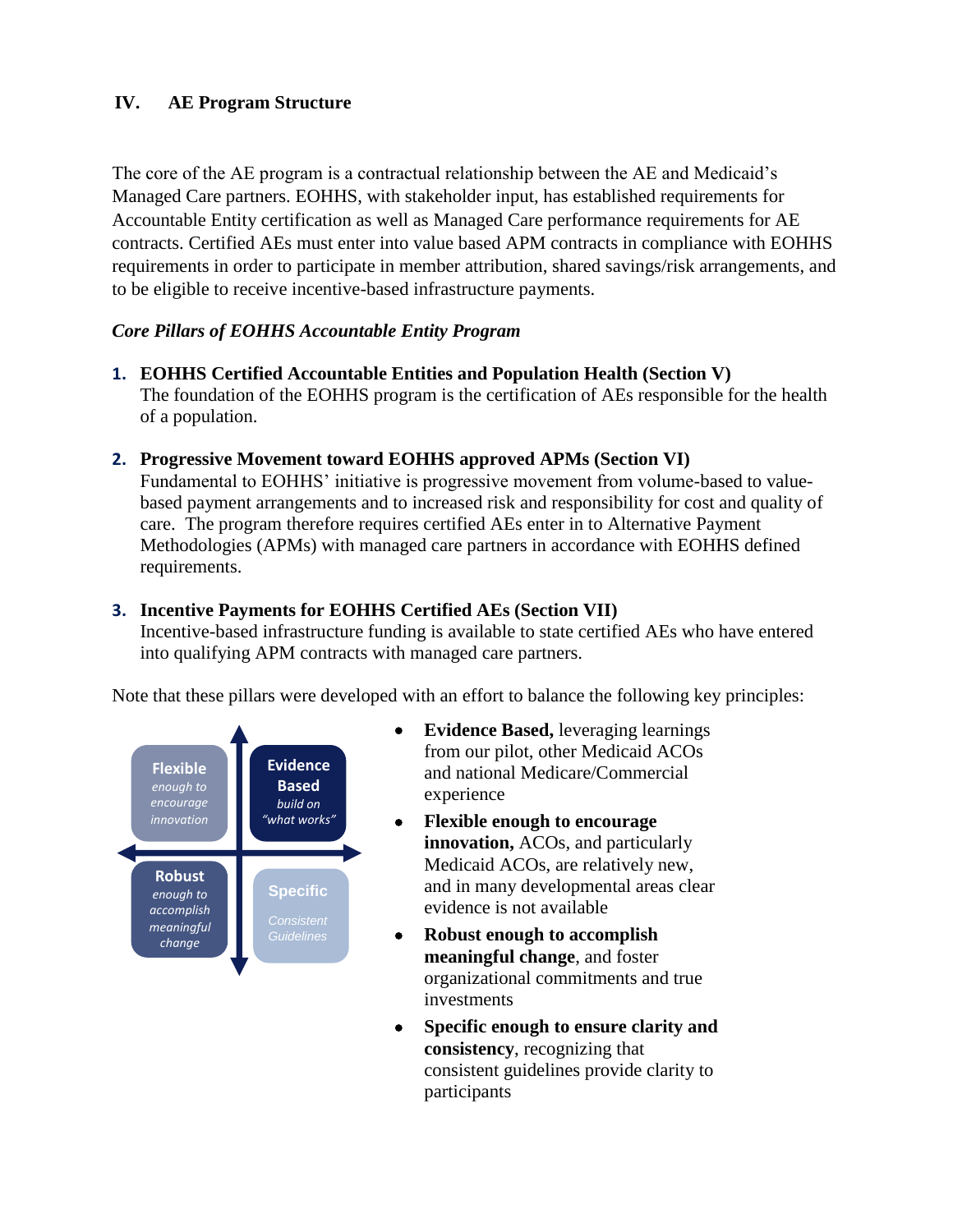## IV. AE Program Structure

The core of the AE program is a contractual relationship between the AE and Medicaid's Managed Care partners. EOHHS, with stakeholder input, has established requirements for Accountable Entity certification as well as Managed Care performance requirements for AE contracts. Certified AEs must enter into value based APM contracts in compliance with EOHHS requirements in order to participate in member attribution, shared savings/risk arrangements, and to be eligible to receive incentive-based infrastructure payments.

***Core Pillars of EOHHS Accountable Entity Program***

1. **EOHHS Certified Accountable Entities and Population Health (Section V)**
   The foundation of the EOHHS program is the certification of AEs responsible for the health of a population.

2. **Progressive Movement toward EOHHS approved APMs (Section VI)**
   Fundamental to EOHHS' initiative is progressive movement from volume-based to value-based payment arrangements and to increased risk and responsibility for cost and quality of care. The program therefore requires certified AEs enter in to Alternative Payment Methodologies (APMs) with managed care partners in accordance with EOHHS defined requirements.

3. **Incentive Payments for EOHHS Certified AEs (Section VII)**
   Incentive-based infrastructure funding is available to state certified AEs who have entered into qualifying APM contracts with managed care partners.

Note that these pillars were developed with an effort to balance the following key principles:

| **Flexible** *enough to encourage innovation* | **Evidence Based** *build on "what works"* |
|---|---|
| **Robust** *enough to accomplish meaningful change* | **Specific** *Consistent Guidelines* |

- **Evidence Based,** leveraging learnings from our pilot, other Medicaid ACOs and national Medicare/Commercial experience
- **Flexible enough to encourage innovation,** ACOs, and particularly Medicaid ACOs, are relatively new, and in many developmental areas clear evidence is not available
- **Robust enough to accomplish meaningful change**, and foster organizational commitments and true investments
- **Specific enough to ensure clarity and consistency**, recognizing that consistent guidelines provide clarity to participants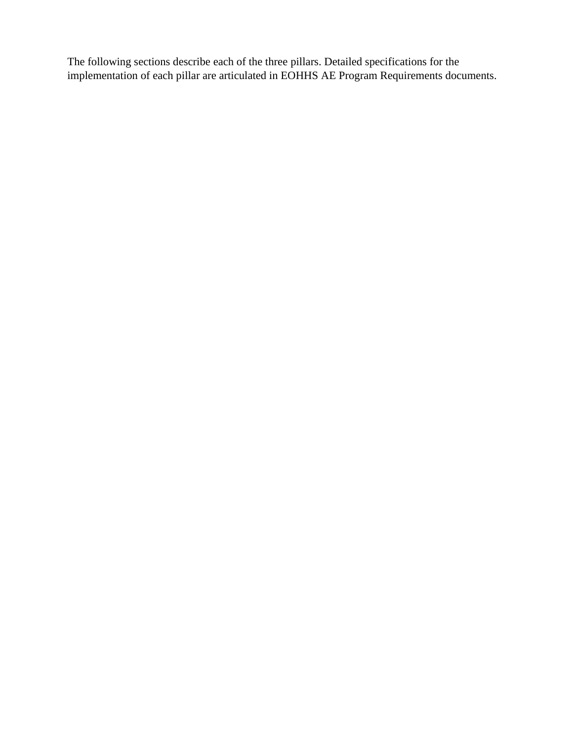The following sections describe each of the three pillars. Detailed specifications for the implementation of each pillar are articulated in EOHHS AE Program Requirements documents.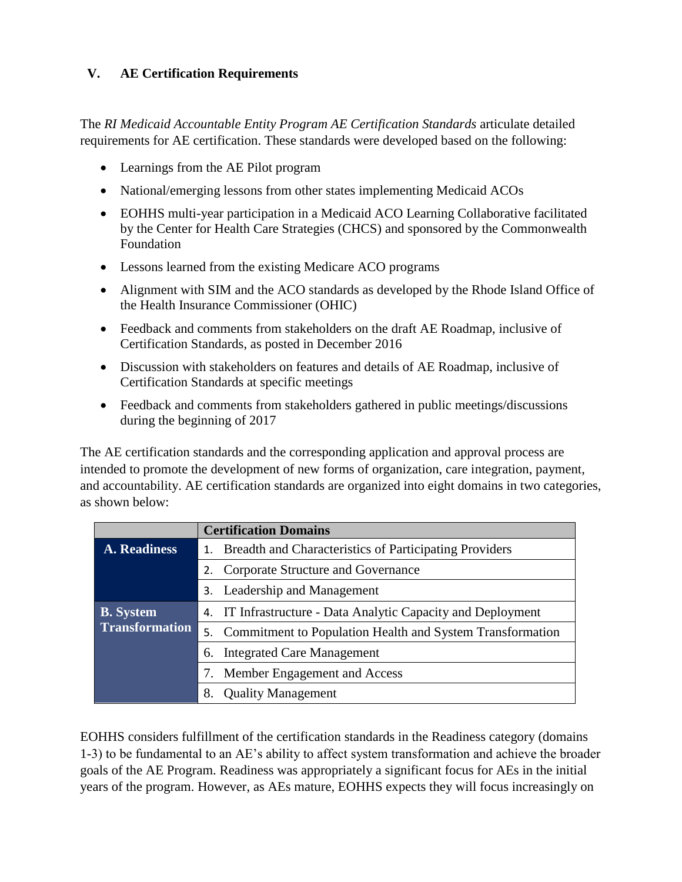## V. AE Certification Requirements

The *RI Medicaid Accountable Entity Program AE Certification Standards* articulate detailed requirements for AE certification. These standards were developed based on the following:

- Learnings from the AE Pilot program
- National/emerging lessons from other states implementing Medicaid ACOs
- EOHHS multi-year participation in a Medicaid ACO Learning Collaborative facilitated by the Center for Health Care Strategies (CHCS) and sponsored by the Commonwealth Foundation
- Lessons learned from the existing Medicare ACO programs
- Alignment with SIM and the ACO standards as developed by the Rhode Island Office of the Health Insurance Commissioner (OHIC)
- Feedback and comments from stakeholders on the draft AE Roadmap, inclusive of Certification Standards, as posted in December 2016
- Discussion with stakeholders on features and details of AE Roadmap, inclusive of Certification Standards at specific meetings
- Feedback and comments from stakeholders gathered in public meetings/discussions during the beginning of 2017

The AE certification standards and the corresponding application and approval process are intended to promote the development of new forms of organization, care integration, payment, and accountability. AE certification standards are organized into eight domains in two categories, as shown below:

| | **Certification Domains** |
|---|---|
| **A. Readiness** | 1. Breadth and Characteristics of Participating Providers |
| | 2. Corporate Structure and Governance |
| | 3. Leadership and Management |
| **B. System Transformation** | 4. IT Infrastructure - Data Analytic Capacity and Deployment |
| | 5. Commitment to Population Health and System Transformation |
| | 6. Integrated Care Management |
| | 7. Member Engagement and Access |
| | 8. Quality Management |

EOHHS considers fulfillment of the certification standards in the Readiness category (domains 1-3) to be fundamental to an AE's ability to affect system transformation and achieve the broader goals of the AE Program. Readiness was appropriately a significant focus for AEs in the initial years of the program. However, as AEs mature, EOHHS expects they will focus increasingly on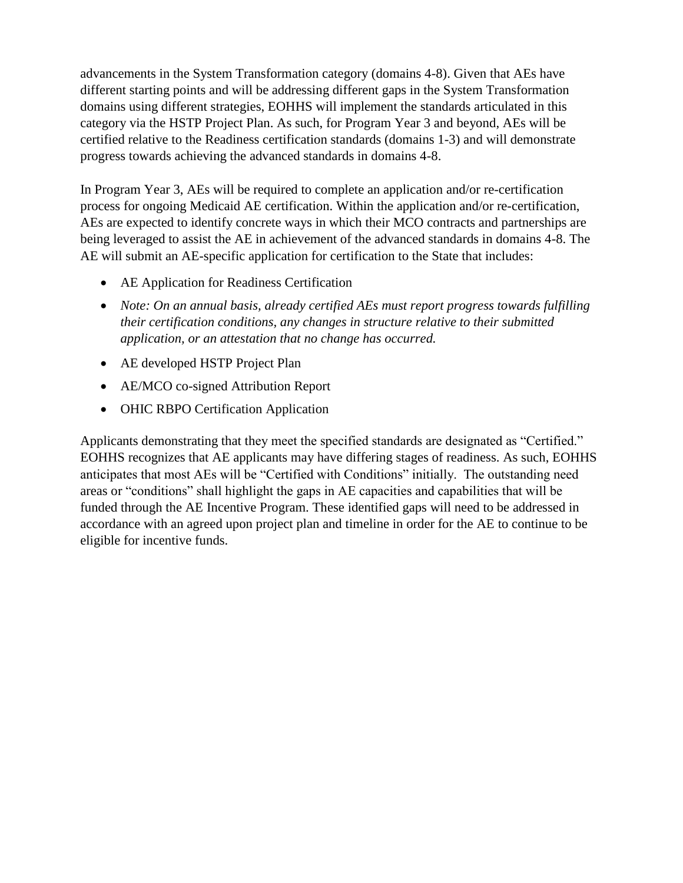advancements in the System Transformation category (domains 4-8). Given that AEs have different starting points and will be addressing different gaps in the System Transformation domains using different strategies, EOHHS will implement the standards articulated in this category via the HSTP Project Plan. As such, for Program Year 3 and beyond, AEs will be certified relative to the Readiness certification standards (domains 1-3) and will demonstrate progress towards achieving the advanced standards in domains 4-8.

In Program Year 3, AEs will be required to complete an application and/or re-certification process for ongoing Medicaid AE certification. Within the application and/or re-certification, AEs are expected to identify concrete ways in which their MCO contracts and partnerships are being leveraged to assist the AE in achievement of the advanced standards in domains 4-8. The AE will submit an AE-specific application for certification to the State that includes:

- AE Application for Readiness Certification
- *Note: On an annual basis, already certified AEs must report progress towards fulfilling their certification conditions, any changes in structure relative to their submitted application, or an attestation that no change has occurred.*
- AE developed HSTP Project Plan
- AE/MCO co-signed Attribution Report
- OHIC RBPO Certification Application

Applicants demonstrating that they meet the specified standards are designated as "Certified." EOHHS recognizes that AE applicants may have differing stages of readiness. As such, EOHHS anticipates that most AEs will be "Certified with Conditions" initially. The outstanding need areas or "conditions" shall highlight the gaps in AE capacities and capabilities that will be funded through the AE Incentive Program. These identified gaps will need to be addressed in accordance with an agreed upon project plan and timeline in order for the AE to continue to be eligible for incentive funds.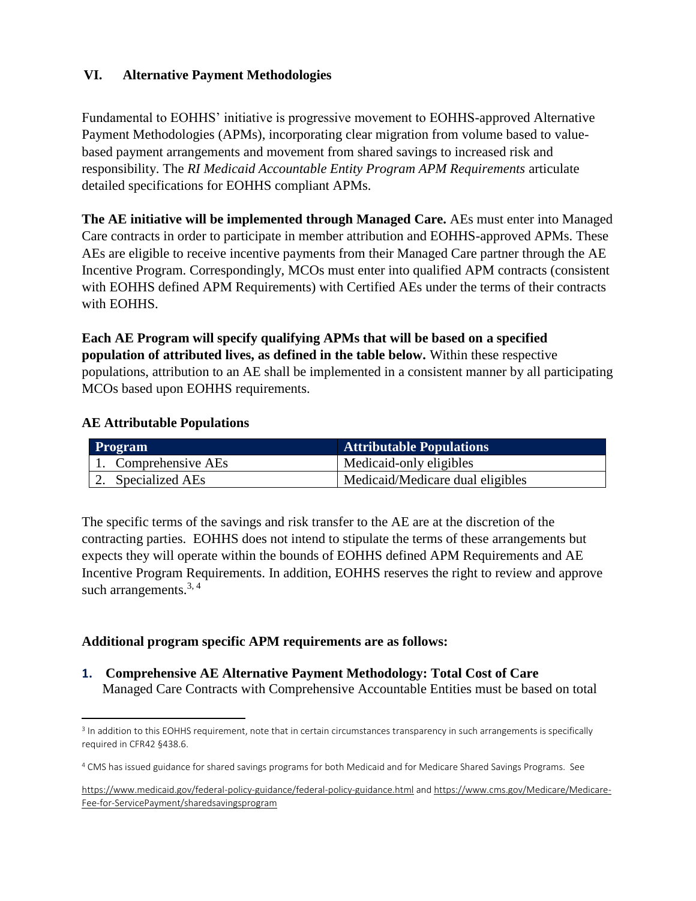## VI. Alternative Payment Methodologies

Fundamental to EOHHS' initiative is progressive movement to EOHHS-approved Alternative Payment Methodologies (APMs), incorporating clear migration from volume based to value-based payment arrangements and movement from shared savings to increased risk and responsibility. The *RI Medicaid Accountable Entity Program APM Requirements* articulate detailed specifications for EOHHS compliant APMs.

**The AE initiative will be implemented through Managed Care.** AEs must enter into Managed Care contracts in order to participate in member attribution and EOHHS-approved APMs. These AEs are eligible to receive incentive payments from their Managed Care partner through the AE Incentive Program. Correspondingly, MCOs must enter into qualified APM contracts (consistent with EOHHS defined APM Requirements) with Certified AEs under the terms of their contracts with EOHHS.

**Each AE Program will specify qualifying APMs that will be based on a specified population of attributed lives, as defined in the table below.** Within these respective populations, attribution to an AE shall be implemented in a consistent manner by all participating MCOs based upon EOHHS requirements.

**AE Attributable Populations**

| Program | Attributable Populations |
|---|---|
| 1. Comprehensive AEs | Medicaid-only eligibles |
| 2. Specialized AEs | Medicaid/Medicare dual eligibles |

The specific terms of the savings and risk transfer to the AE are at the discretion of the contracting parties. EOHHS does not intend to stipulate the terms of these arrangements but expects they will operate within the bounds of EOHHS defined APM Requirements and AE Incentive Program Requirements. In addition, EOHHS reserves the right to review and approve such arrangements.[3, 4]

**Additional program specific APM requirements are as follows:**

1. **Comprehensive AE Alternative Payment Methodology: Total Cost of Care**
   Managed Care Contracts with Comprehensive Accountable Entities must be based on total

---

[3] In addition to this EOHHS requirement, note that in certain circumstances transparency in such arrangements is specifically required in CFR42 §438.6.

[4] CMS has issued guidance for shared savings programs for both Medicaid and for Medicare Shared Savings Programs. See

https://www.medicaid.gov/federal-policy-guidance/federal-policy-guidance.html and https://www.cms.gov/Medicare/Medicare-Fee-for-ServicePayment/sharedsavingsprogram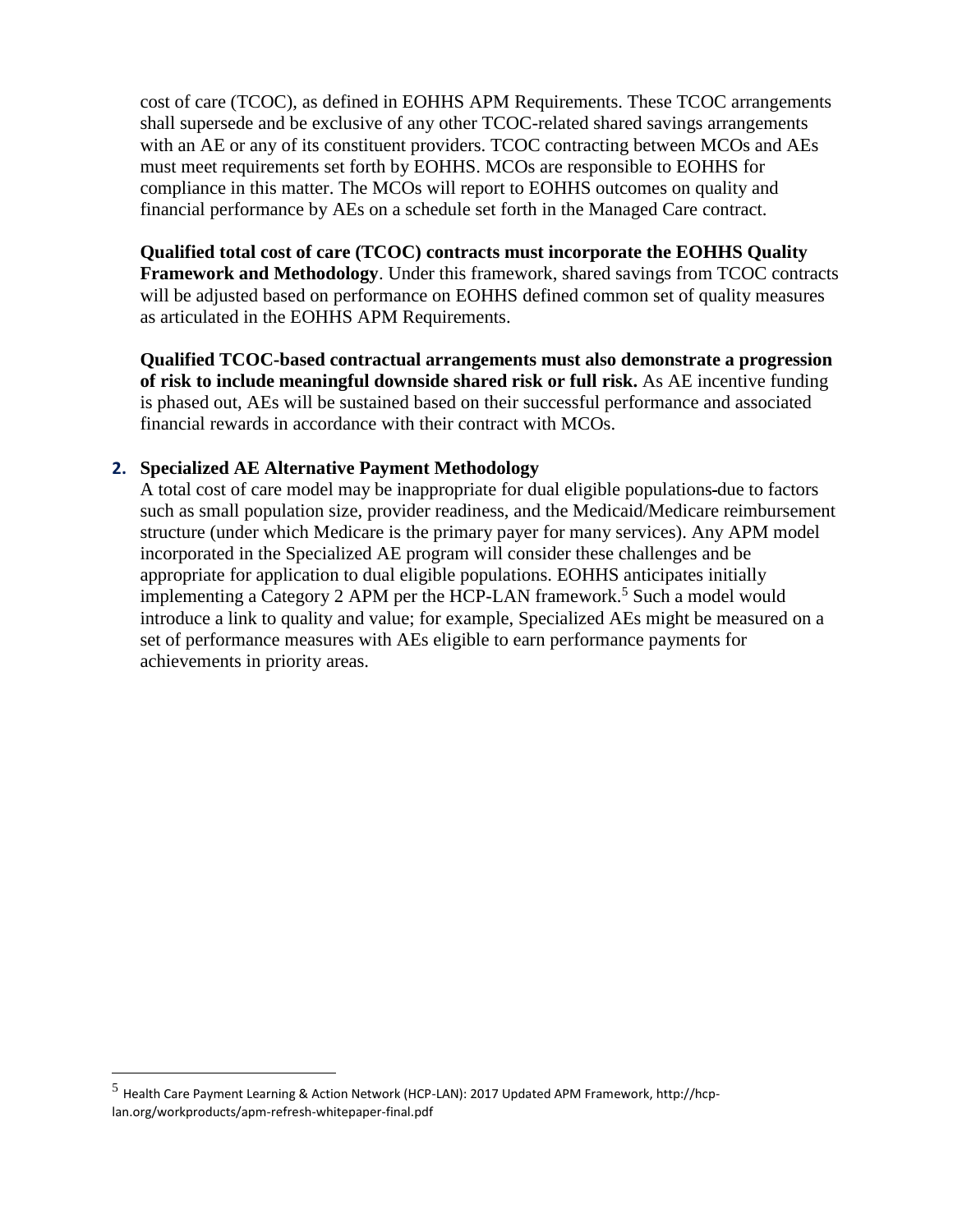cost of care (TCOC), as defined in EOHHS APM Requirements. These TCOC arrangements shall supersede and be exclusive of any other TCOC-related shared savings arrangements with an AE or any of its constituent providers. TCOC contracting between MCOs and AEs must meet requirements set forth by EOHHS. MCOs are responsible to EOHHS for compliance in this matter. The MCOs will report to EOHHS outcomes on quality and financial performance by AEs on a schedule set forth in the Managed Care contract.

**Qualified total cost of care (TCOC) contracts must incorporate the EOHHS Quality Framework and Methodology**. Under this framework, shared savings from TCOC contracts will be adjusted based on performance on EOHHS defined common set of quality measures as articulated in the EOHHS APM Requirements.

**Qualified TCOC-based contractual arrangements must also demonstrate a progression of risk to include meaningful downside shared risk or full risk.** As AE incentive funding is phased out, AEs will be sustained based on their successful performance and associated financial rewards in accordance with their contract with MCOs.

### 2. Specialized AE Alternative Payment Methodology

A total cost of care model may be inappropriate for dual eligible populations due to factors such as small population size, provider readiness, and the Medicaid/Medicare reimbursement structure (under which Medicare is the primary payer for many services). Any APM model incorporated in the Specialized AE program will consider these challenges and be appropriate for application to dual eligible populations. EOHHS anticipates initially implementing a Category 2 APM per the HCP-LAN framework.[5] Such a model would introduce a link to quality and value; for example, Specialized AEs might be measured on a set of performance measures with AEs eligible to earn performance payments for achievements in priority areas.

---

[5] Health Care Payment Learning & Action Network (HCP-LAN): 2017 Updated APM Framework, http://hcp-lan.org/workproducts/apm-refresh-whitepaper-final.pdf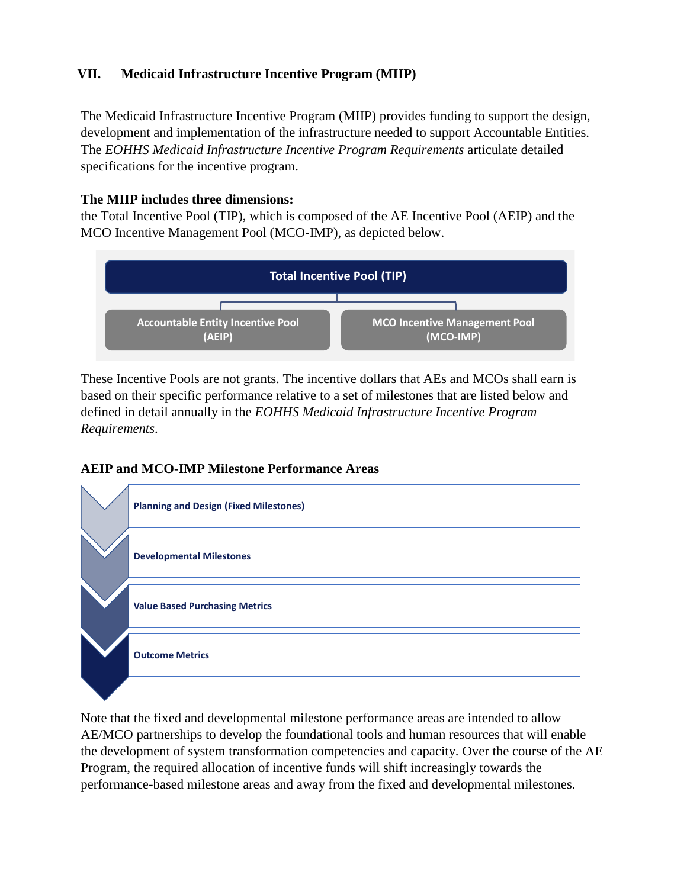## VII. Medicaid Infrastructure Incentive Program (MIIP)

The Medicaid Infrastructure Incentive Program (MIIP) provides funding to support the design, development and implementation of the infrastructure needed to support Accountable Entities. The *EOHHS Medicaid Infrastructure Incentive Program Requirements* articulate detailed specifications for the incentive program.

**The MIIP includes three dimensions:**
the Total Incentive Pool (TIP), which is composed of the AE Incentive Pool (AEIP) and the MCO Incentive Management Pool (MCO-IMP), as depicted below.

**Total Incentive Pool (TIP)**

- **Accountable Entity Incentive Pool (AEIP)**
- **MCO Incentive Management Pool (MCO-IMP)**

These Incentive Pools are not grants. The incentive dollars that AEs and MCOs shall earn is based on their specific performance relative to a set of milestones that are listed below and defined in detail annually in the *EOHHS Medicaid Infrastructure Incentive Program Requirements*.

**AEIP and MCO-IMP Milestone Performance Areas**

- **Planning and Design (Fixed Milestones)**
- **Developmental Milestones**
- **Value Based Purchasing Metrics**
- **Outcome Metrics**

Note that the fixed and developmental milestone performance areas are intended to allow AE/MCO partnerships to develop the foundational tools and human resources that will enable the development of system transformation competencies and capacity. Over the course of the AE Program, the required allocation of incentive funds will shift increasingly towards the performance-based milestone areas and away from the fixed and developmental milestones.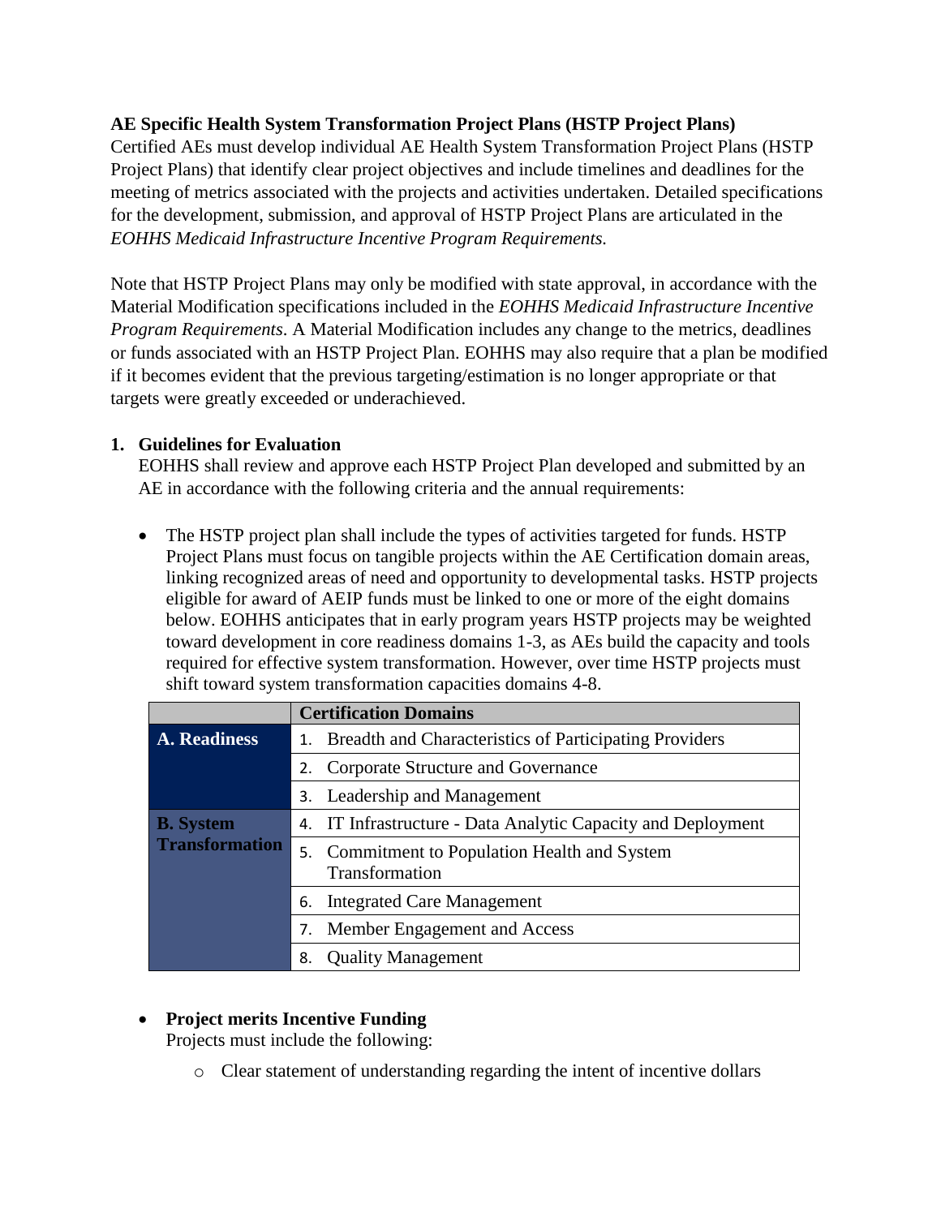**AE Specific Health System Transformation Project Plans (HSTP Project Plans)**
Certified AEs must develop individual AE Health System Transformation Project Plans (HSTP Project Plans) that identify clear project objectives and include timelines and deadlines for the meeting of metrics associated with the projects and activities undertaken. Detailed specifications for the development, submission, and approval of HSTP Project Plans are articulated in the *EOHHS Medicaid Infrastructure Incentive Program Requirements.*

Note that HSTP Project Plans may only be modified with state approval, in accordance with the Material Modification specifications included in the *EOHHS Medicaid Infrastructure Incentive Program Requirements*. A Material Modification includes any change to the metrics, deadlines or funds associated with an HSTP Project Plan. EOHHS may also require that a plan be modified if it becomes evident that the previous targeting/estimation is no longer appropriate or that targets were greatly exceeded or underachieved.

1. **Guidelines for Evaluation**
   EOHHS shall review and approve each HSTP Project Plan developed and submitted by an AE in accordance with the following criteria and the annual requirements:

   - The HSTP project plan shall include the types of activities targeted for funds. HSTP Project Plans must focus on tangible projects within the AE Certification domain areas, linking recognized areas of need and opportunity to developmental tasks. HSTP projects eligible for award of AEIP funds must be linked to one or more of the eight domains below. EOHHS anticipates that in early program years HSTP projects may be weighted toward development in core readiness domains 1-3, as AEs build the capacity and tools required for effective system transformation. However, over time HSTP projects must shift toward system transformation capacities domains 4-8.

| | Certification Domains |
|---|---|
| **A. Readiness** | 1. Breadth and Characteristics of Participating Providers |
| | 2. Corporate Structure and Governance |
| | 3. Leadership and Management |
| **B. System Transformation** | 4. IT Infrastructure - Data Analytic Capacity and Deployment |
| | 5. Commitment to Population Health and System Transformation |
| | 6. Integrated Care Management |
| | 7. Member Engagement and Access |
| | 8. Quality Management |

   - **Project merits Incentive Funding**
     Projects must include the following:
     - Clear statement of understanding regarding the intent of incentive dollars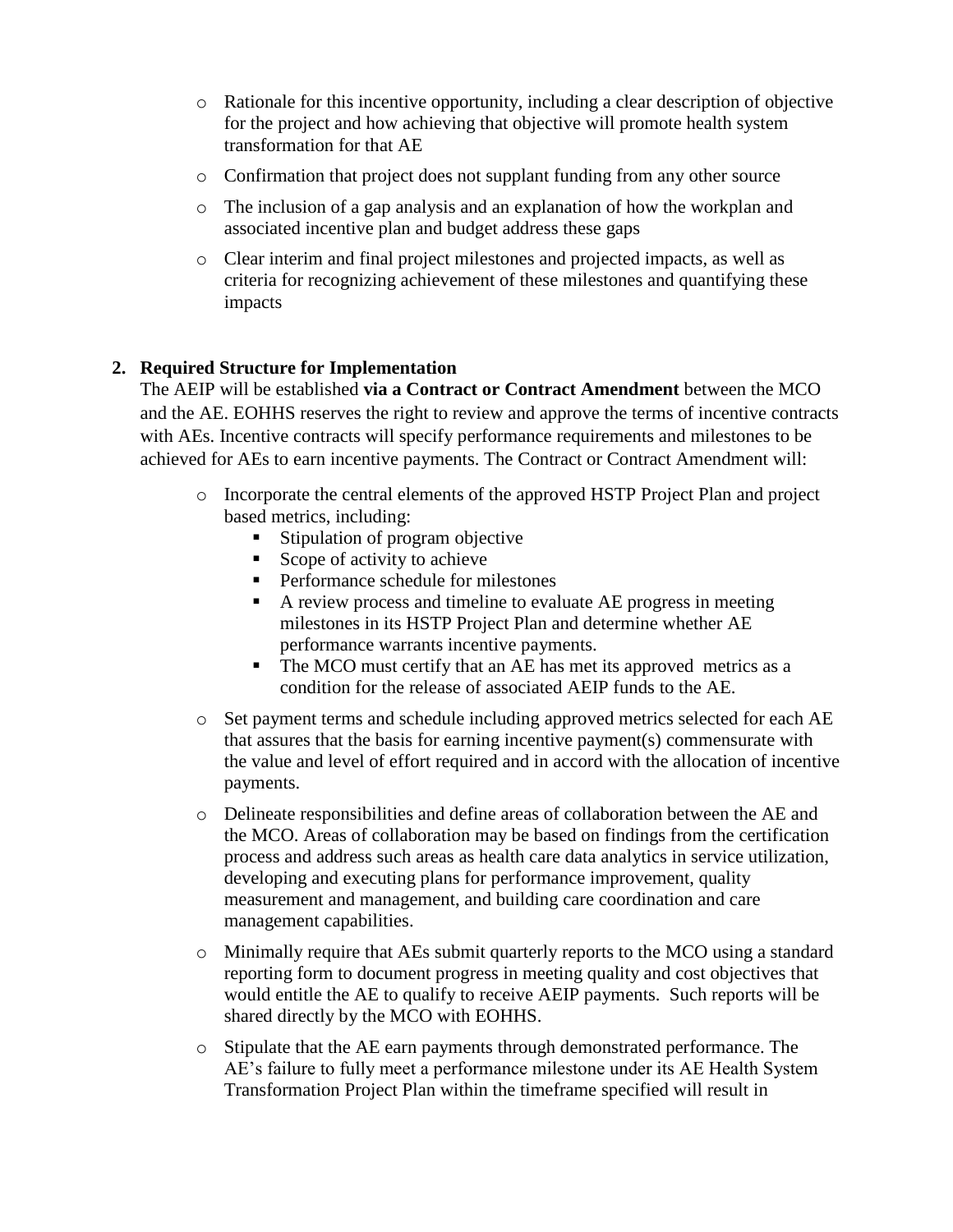- Rationale for this incentive opportunity, including a clear description of objective for the project and how achieving that objective will promote health system transformation for that AE
- Confirmation that project does not supplant funding from any other source
- The inclusion of a gap analysis and an explanation of how the workplan and associated incentive plan and budget address these gaps
- Clear interim and final project milestones and projected impacts, as well as criteria for recognizing achievement of these milestones and quantifying these impacts

**2. Required Structure for Implementation**

The AEIP will be established **via a Contract or Contract Amendment** between the MCO and the AE. EOHHS reserves the right to review and approve the terms of incentive contracts with AEs. Incentive contracts will specify performance requirements and milestones to be achieved for AEs to earn incentive payments. The Contract or Contract Amendment will:

- Incorporate the central elements of the approved HSTP Project Plan and project based metrics, including:
    - Stipulation of program objective
    - Scope of activity to achieve
    - Performance schedule for milestones
    - A review process and timeline to evaluate AE progress in meeting milestones in its HSTP Project Plan and determine whether AE performance warrants incentive payments.
    - The MCO must certify that an AE has met its approved metrics as a condition for the release of associated AEIP funds to the AE.
- Set payment terms and schedule including approved metrics selected for each AE that assures that the basis for earning incentive payment(s) commensurate with the value and level of effort required and in accord with the allocation of incentive payments.
- Delineate responsibilities and define areas of collaboration between the AE and the MCO. Areas of collaboration may be based on findings from the certification process and address such areas as health care data analytics in service utilization, developing and executing plans for performance improvement, quality measurement and management, and building care coordination and care management capabilities.
- Minimally require that AEs submit quarterly reports to the MCO using a standard reporting form to document progress in meeting quality and cost objectives that would entitle the AE to qualify to receive AEIP payments. Such reports will be shared directly by the MCO with EOHHS.
- Stipulate that the AE earn payments through demonstrated performance. The AE's failure to fully meet a performance milestone under its AE Health System Transformation Project Plan within the timeframe specified will result in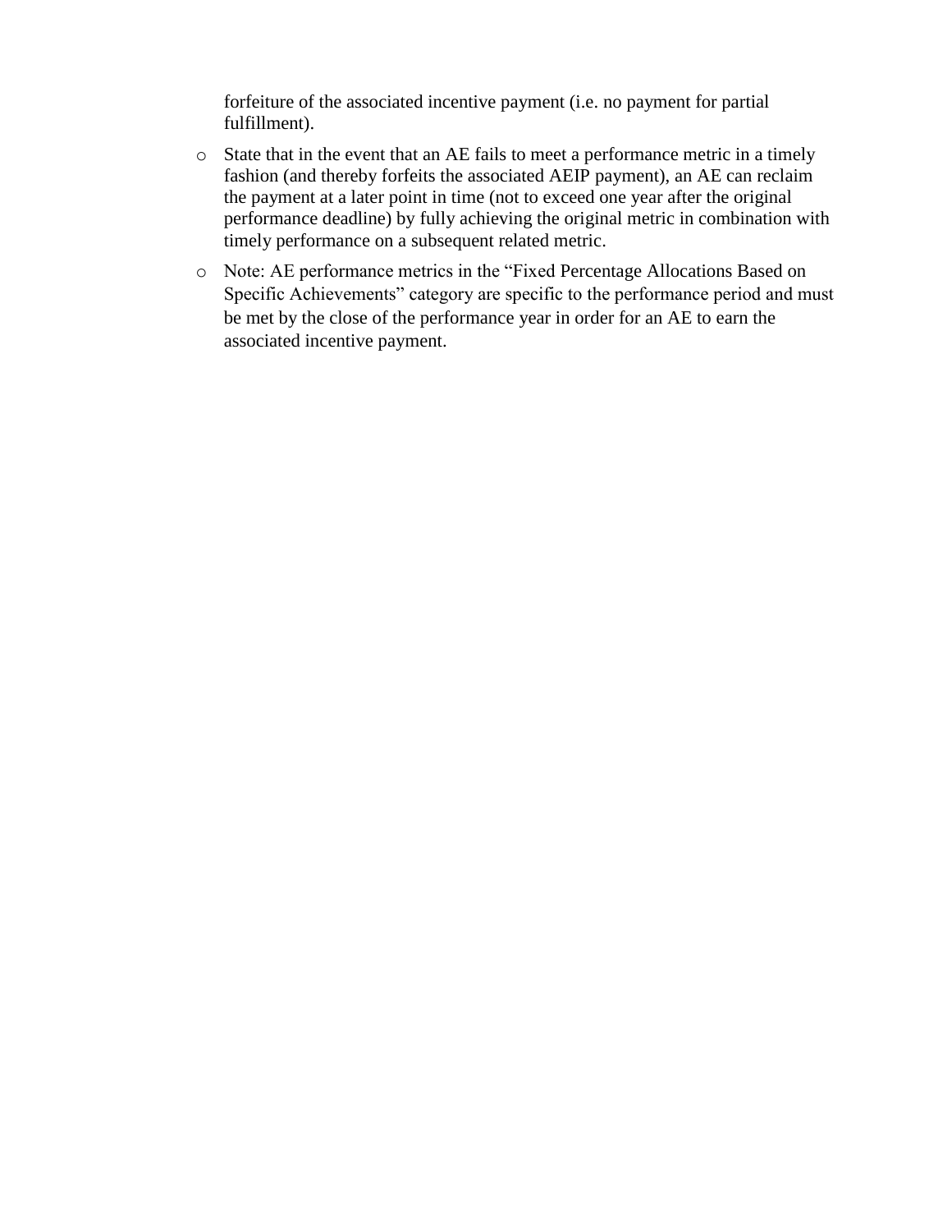forfeiture of the associated incentive payment (i.e. no payment for partial fulfillment).

- State that in the event that an AE fails to meet a performance metric in a timely fashion (and thereby forfeits the associated AEIP payment), an AE can reclaim the payment at a later point in time (not to exceed one year after the original performance deadline) by fully achieving the original metric in combination with timely performance on a subsequent related metric.
- Note: AE performance metrics in the "Fixed Percentage Allocations Based on Specific Achievements" category are specific to the performance period and must be met by the close of the performance year in order for an AE to earn the associated incentive payment.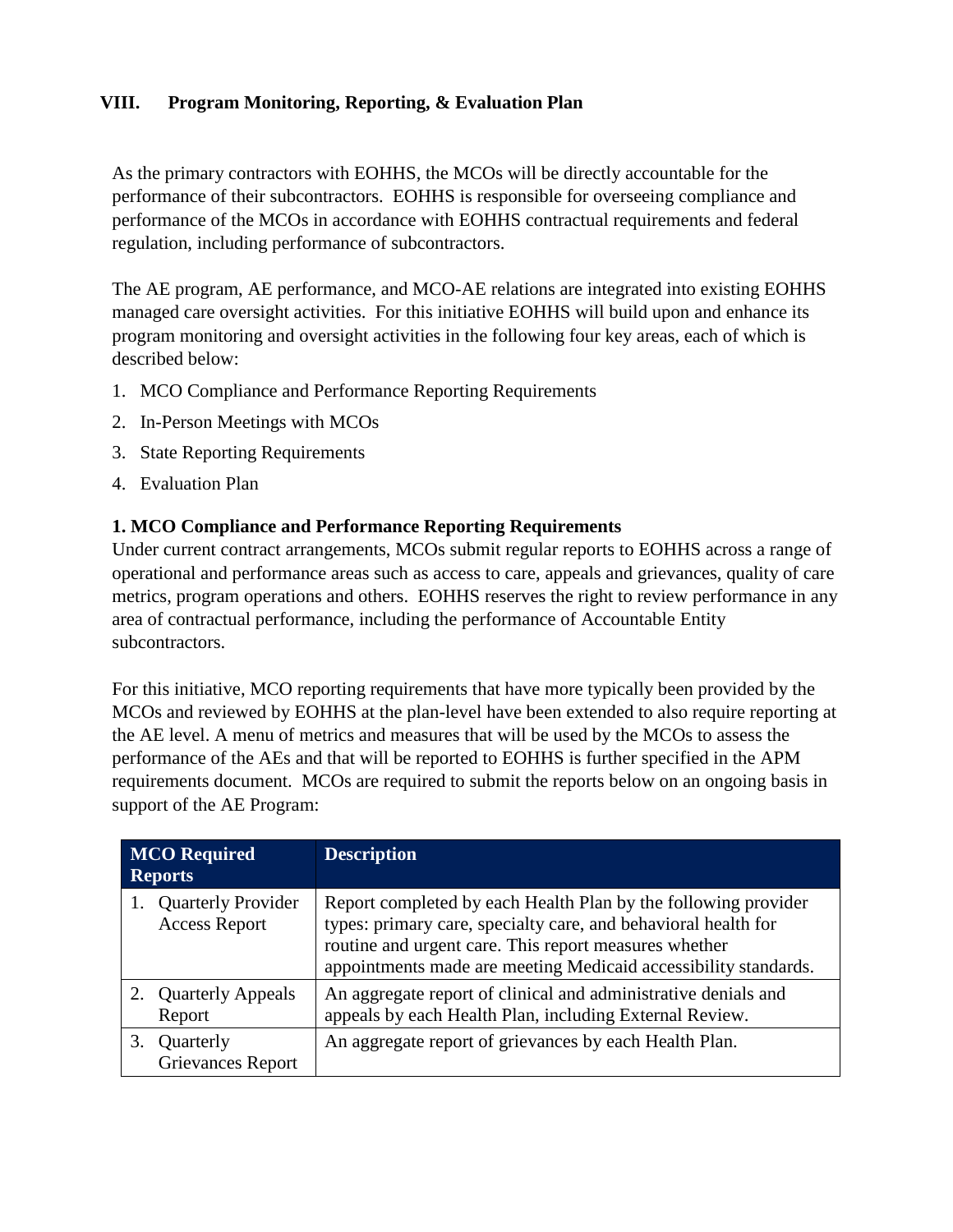## VIII. Program Monitoring, Reporting, & Evaluation Plan

As the primary contractors with EOHHS, the MCOs will be directly accountable for the performance of their subcontractors. EOHHS is responsible for overseeing compliance and performance of the MCOs in accordance with EOHHS contractual requirements and federal regulation, including performance of subcontractors.

The AE program, AE performance, and MCO-AE relations are integrated into existing EOHHS managed care oversight activities. For this initiative EOHHS will build upon and enhance its program monitoring and oversight activities in the following four key areas, each of which is described below:

1. MCO Compliance and Performance Reporting Requirements
2. In-Person Meetings with MCOs
3. State Reporting Requirements
4. Evaluation Plan

### 1. MCO Compliance and Performance Reporting Requirements

Under current contract arrangements, MCOs submit regular reports to EOHHS across a range of operational and performance areas such as access to care, appeals and grievances, quality of care metrics, program operations and others. EOHHS reserves the right to review performance in any area of contractual performance, including the performance of Accountable Entity subcontractors.

For this initiative, MCO reporting requirements that have more typically been provided by the MCOs and reviewed by EOHHS at the plan-level have been extended to also require reporting at the AE level. A menu of metrics and measures that will be used by the MCOs to assess the performance of the AEs and that will be reported to EOHHS is further specified in the APM requirements document. MCOs are required to submit the reports below on an ongoing basis in support of the AE Program:

| MCO Required Reports | Description |
|---|---|
| 1. Quarterly Provider Access Report | Report completed by each Health Plan by the following provider types: primary care, specialty care, and behavioral health for routine and urgent care. This report measures whether appointments made are meeting Medicaid accessibility standards. |
| 2. Quarterly Appeals Report | An aggregate report of clinical and administrative denials and appeals by each Health Plan, including External Review. |
| 3. Quarterly Grievances Report | An aggregate report of grievances by each Health Plan. |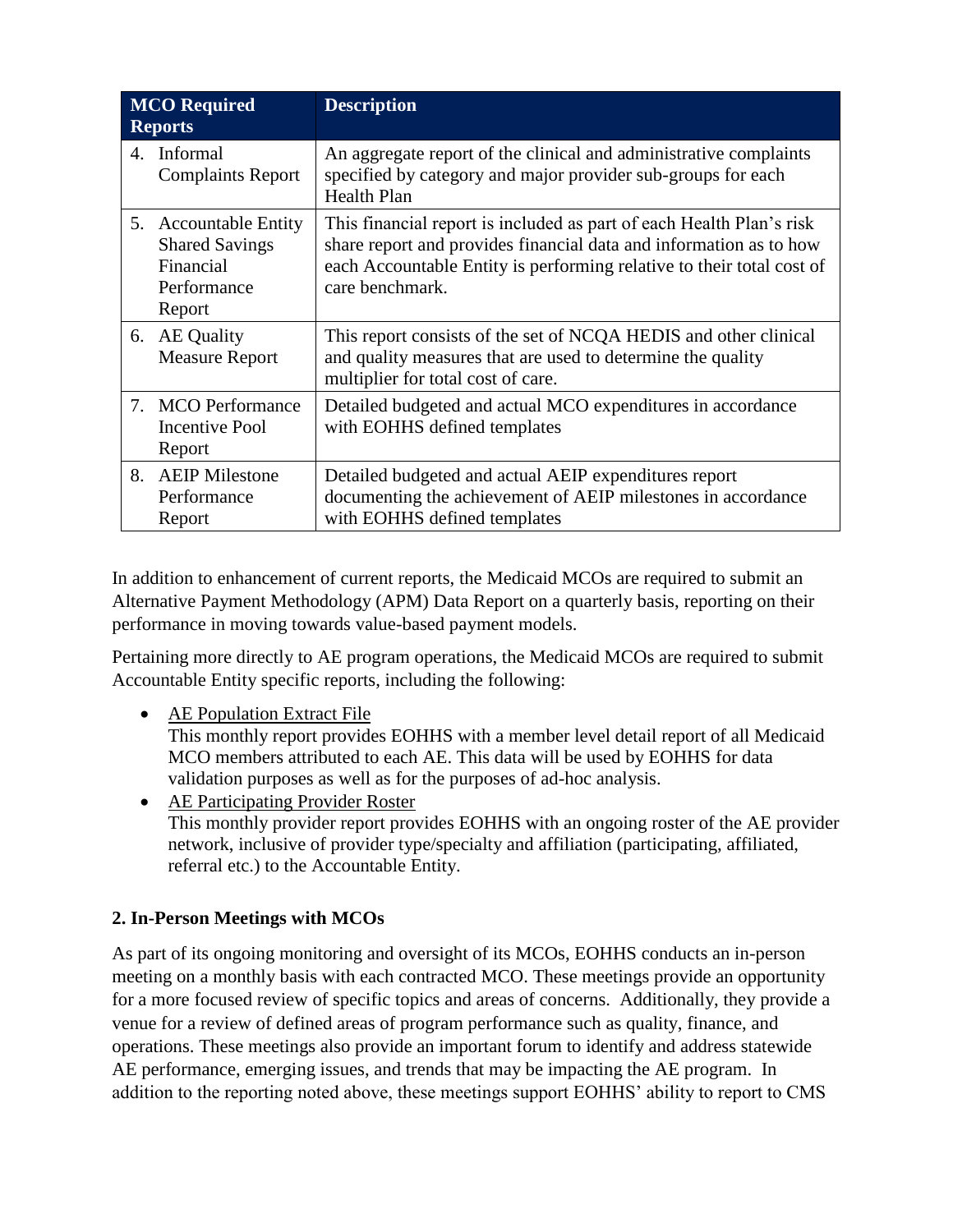| MCO Required Reports | Description |
|---|---|
| 4. Informal Complaints Report | An aggregate report of the clinical and administrative complaints specified by category and major provider sub-groups for each Health Plan |
| 5. Accountable Entity Shared Savings Financial Performance Report | This financial report is included as part of each Health Plan's risk share report and provides financial data and information as to how each Accountable Entity is performing relative to their total cost of care benchmark. |
| 6. AE Quality Measure Report | This report consists of the set of NCQA HEDIS and other clinical and quality measures that are used to determine the quality multiplier for total cost of care. |
| 7. MCO Performance Incentive Pool Report | Detailed budgeted and actual MCO expenditures in accordance with EOHHS defined templates |
| 8. AEIP Milestone Performance Report | Detailed budgeted and actual AEIP expenditures report documenting the achievement of AEIP milestones in accordance with EOHHS defined templates |

In addition to enhancement of current reports, the Medicaid MCOs are required to submit an Alternative Payment Methodology (APM) Data Report on a quarterly basis, reporting on their performance in moving towards value-based payment models.

Pertaining more directly to AE program operations, the Medicaid MCOs are required to submit Accountable Entity specific reports, including the following:

- AE Population Extract File
  This monthly report provides EOHHS with a member level detail report of all Medicaid MCO members attributed to each AE. This data will be used by EOHHS for data validation purposes as well as for the purposes of ad-hoc analysis.
- AE Participating Provider Roster
  This monthly provider report provides EOHHS with an ongoing roster of the AE provider network, inclusive of provider type/specialty and affiliation (participating, affiliated, referral etc.) to the Accountable Entity.

### 2. In-Person Meetings with MCOs

As part of its ongoing monitoring and oversight of its MCOs, EOHHS conducts an in-person meeting on a monthly basis with each contracted MCO. These meetings provide an opportunity for a more focused review of specific topics and areas of concerns. Additionally, they provide a venue for a review of defined areas of program performance such as quality, finance, and operations. These meetings also provide an important forum to identify and address statewide AE performance, emerging issues, and trends that may be impacting the AE program. In addition to the reporting noted above, these meetings support EOHHS' ability to report to CMS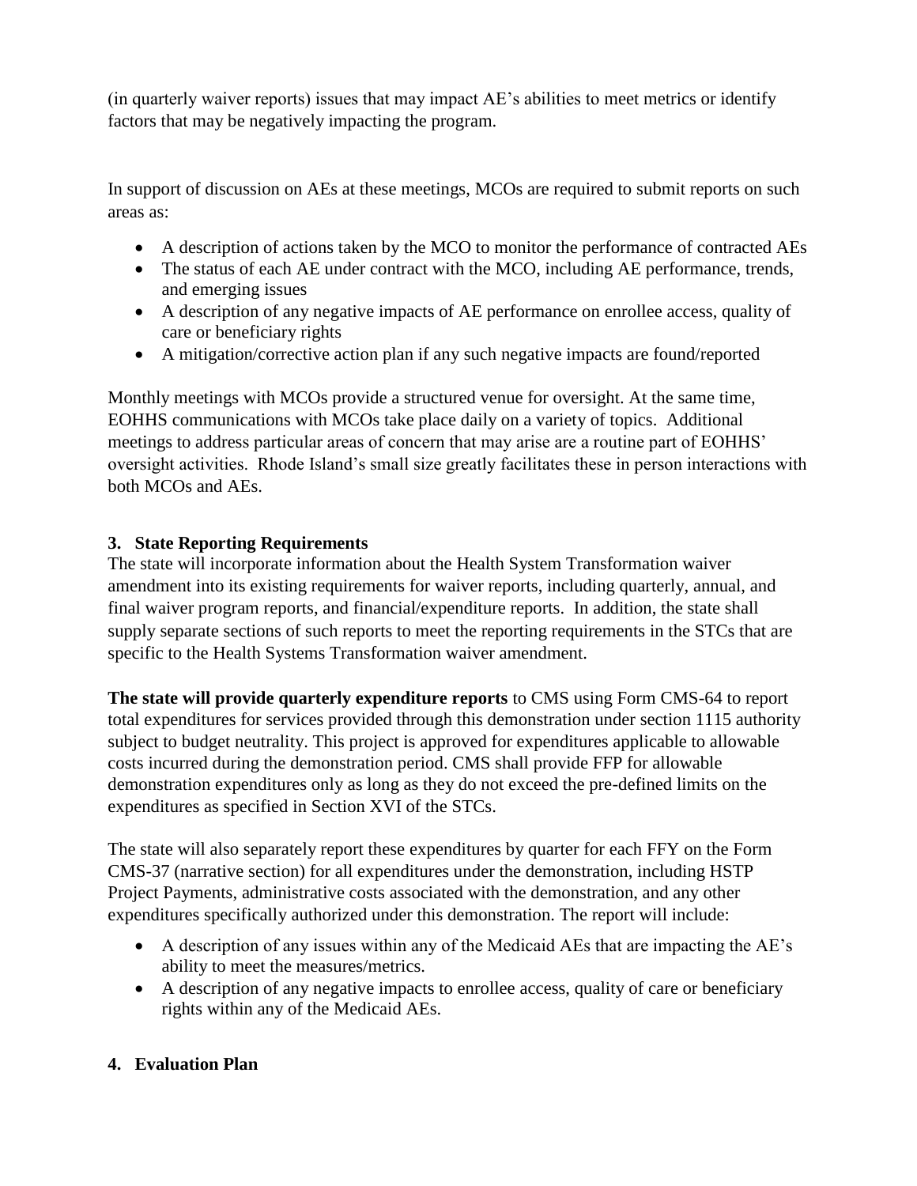(in quarterly waiver reports) issues that may impact AE's abilities to meet metrics or identify factors that may be negatively impacting the program.

In support of discussion on AEs at these meetings, MCOs are required to submit reports on such areas as:

- A description of actions taken by the MCO to monitor the performance of contracted AEs
- The status of each AE under contract with the MCO, including AE performance, trends, and emerging issues
- A description of any negative impacts of AE performance on enrollee access, quality of care or beneficiary rights
- A mitigation/corrective action plan if any such negative impacts are found/reported

Monthly meetings with MCOs provide a structured venue for oversight. At the same time, EOHHS communications with MCOs take place daily on a variety of topics. Additional meetings to address particular areas of concern that may arise are a routine part of EOHHS' oversight activities. Rhode Island's small size greatly facilitates these in person interactions with both MCOs and AEs.

### 3. State Reporting Requirements

The state will incorporate information about the Health System Transformation waiver amendment into its existing requirements for waiver reports, including quarterly, annual, and final waiver program reports, and financial/expenditure reports. In addition, the state shall supply separate sections of such reports to meet the reporting requirements in the STCs that are specific to the Health Systems Transformation waiver amendment.

**The state will provide quarterly expenditure reports** to CMS using Form CMS-64 to report total expenditures for services provided through this demonstration under section 1115 authority subject to budget neutrality. This project is approved for expenditures applicable to allowable costs incurred during the demonstration period. CMS shall provide FFP for allowable demonstration expenditures only as long as they do not exceed the pre-defined limits on the expenditures as specified in Section XVI of the STCs.

The state will also separately report these expenditures by quarter for each FFY on the Form CMS-37 (narrative section) for all expenditures under the demonstration, including HSTP Project Payments, administrative costs associated with the demonstration, and any other expenditures specifically authorized under this demonstration. The report will include:

- A description of any issues within any of the Medicaid AEs that are impacting the AE's ability to meet the measures/metrics.
- A description of any negative impacts to enrollee access, quality of care or beneficiary rights within any of the Medicaid AEs.

### 4. Evaluation Plan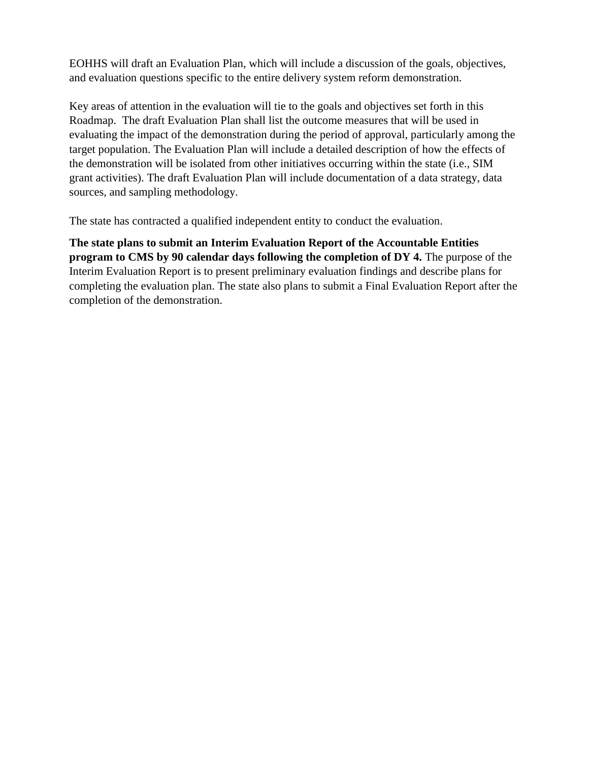EOHHS will draft an Evaluation Plan, which will include a discussion of the goals, objectives, and evaluation questions specific to the entire delivery system reform demonstration.

Key areas of attention in the evaluation will tie to the goals and objectives set forth in this Roadmap. The draft Evaluation Plan shall list the outcome measures that will be used in evaluating the impact of the demonstration during the period of approval, particularly among the target population. The Evaluation Plan will include a detailed description of how the effects of the demonstration will be isolated from other initiatives occurring within the state (i.e., SIM grant activities). The draft Evaluation Plan will include documentation of a data strategy, data sources, and sampling methodology.

The state has contracted a qualified independent entity to conduct the evaluation.

**The state plans to submit an Interim Evaluation Report of the Accountable Entities program to CMS by 90 calendar days following the completion of DY 4.** The purpose of the Interim Evaluation Report is to present preliminary evaluation findings and describe plans for completing the evaluation plan. The state also plans to submit a Final Evaluation Report after the completion of the demonstration.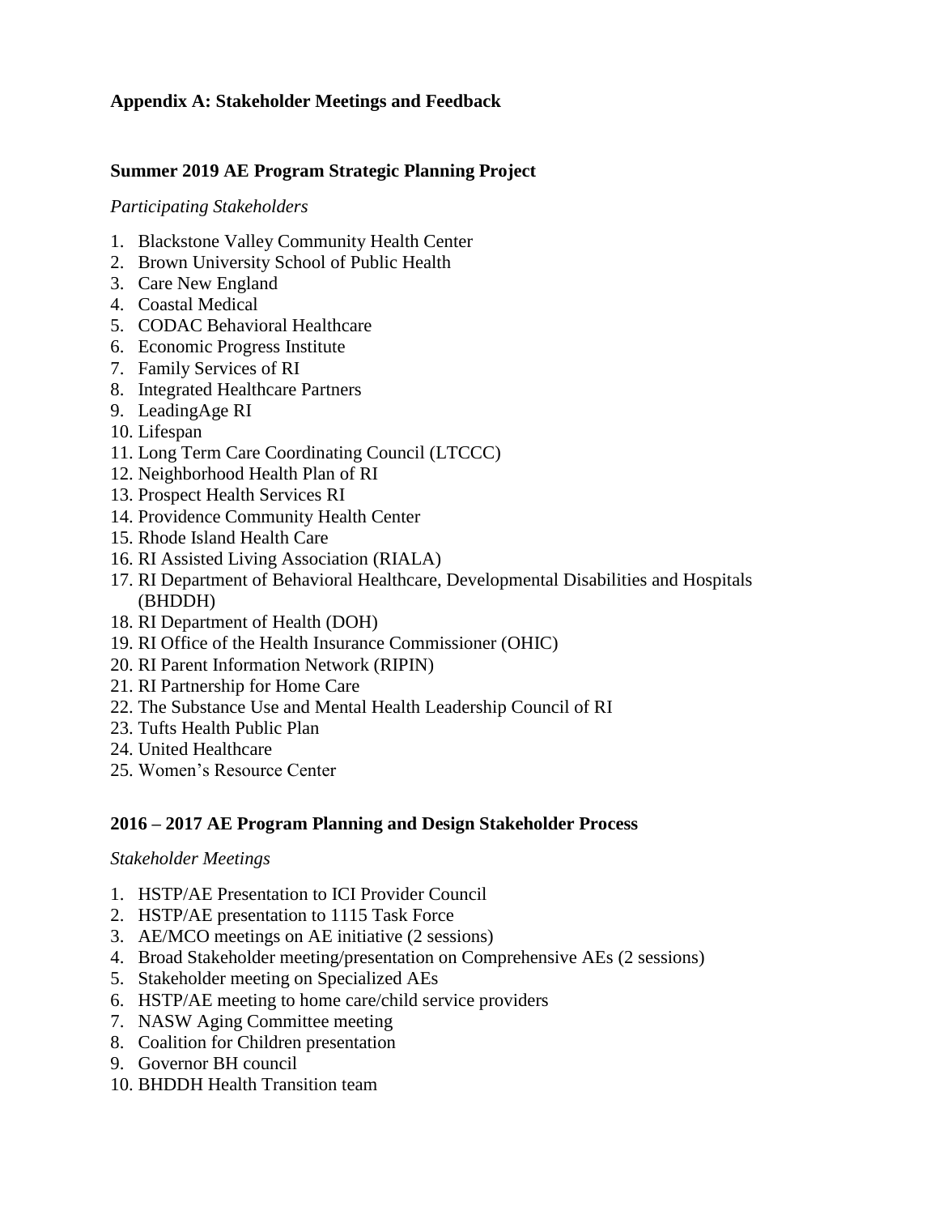## Appendix A: Stakeholder Meetings and Feedback

### Summer 2019 AE Program Strategic Planning Project

*Participating Stakeholders*

1. Blackstone Valley Community Health Center
2. Brown University School of Public Health
3. Care New England
4. Coastal Medical
5. CODAC Behavioral Healthcare
6. Economic Progress Institute
7. Family Services of RI
8. Integrated Healthcare Partners
9. LeadingAge RI
10. Lifespan
11. Long Term Care Coordinating Council (LTCCC)
12. Neighborhood Health Plan of RI
13. Prospect Health Services RI
14. Providence Community Health Center
15. Rhode Island Health Care
16. RI Assisted Living Association (RIALA)
17. RI Department of Behavioral Healthcare, Developmental Disabilities and Hospitals (BHDDH)
18. RI Department of Health (DOH)
19. RI Office of the Health Insurance Commissioner (OHIC)
20. RI Parent Information Network (RIPIN)
21. RI Partnership for Home Care
22. The Substance Use and Mental Health Leadership Council of RI
23. Tufts Health Public Plan
24. United Healthcare
25. Women's Resource Center

### 2016 – 2017 AE Program Planning and Design Stakeholder Process

*Stakeholder Meetings*

1. HSTP/AE Presentation to ICI Provider Council
2. HSTP/AE presentation to 1115 Task Force
3. AE/MCO meetings on AE initiative (2 sessions)
4. Broad Stakeholder meeting/presentation on Comprehensive AEs (2 sessions)
5. Stakeholder meeting on Specialized AEs
6. HSTP/AE meeting to home care/child service providers
7. NASW Aging Committee meeting
8. Coalition for Children presentation
9. Governor BH council
10. BHDDH Health Transition team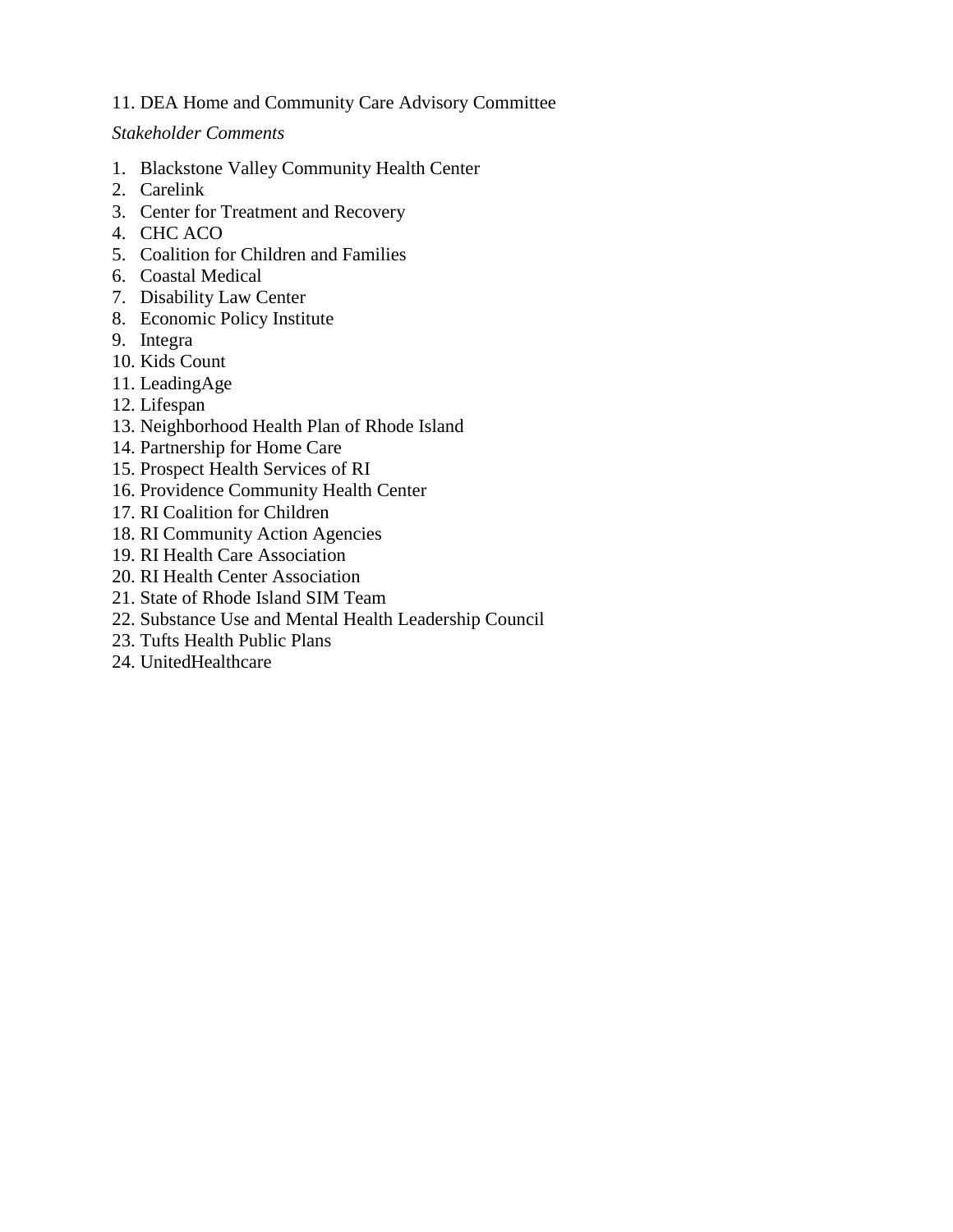11. DEA Home and Community Care Advisory Committee

*Stakeholder Comments*

1. Blackstone Valley Community Health Center
2. Carelink
3. Center for Treatment and Recovery
4. CHC ACO
5. Coalition for Children and Families
6. Coastal Medical
7. Disability Law Center
8. Economic Policy Institute
9. Integra
10. Kids Count
11. LeadingAge
12. Lifespan
13. Neighborhood Health Plan of Rhode Island
14. Partnership for Home Care
15. Prospect Health Services of RI
16. Providence Community Health Center
17. RI Coalition for Children
18. RI Community Action Agencies
19. RI Health Care Association
20. RI Health Center Association
21. State of Rhode Island SIM Team
22. Substance Use and Mental Health Leadership Council
23. Tufts Health Public Plans
24. UnitedHealthcare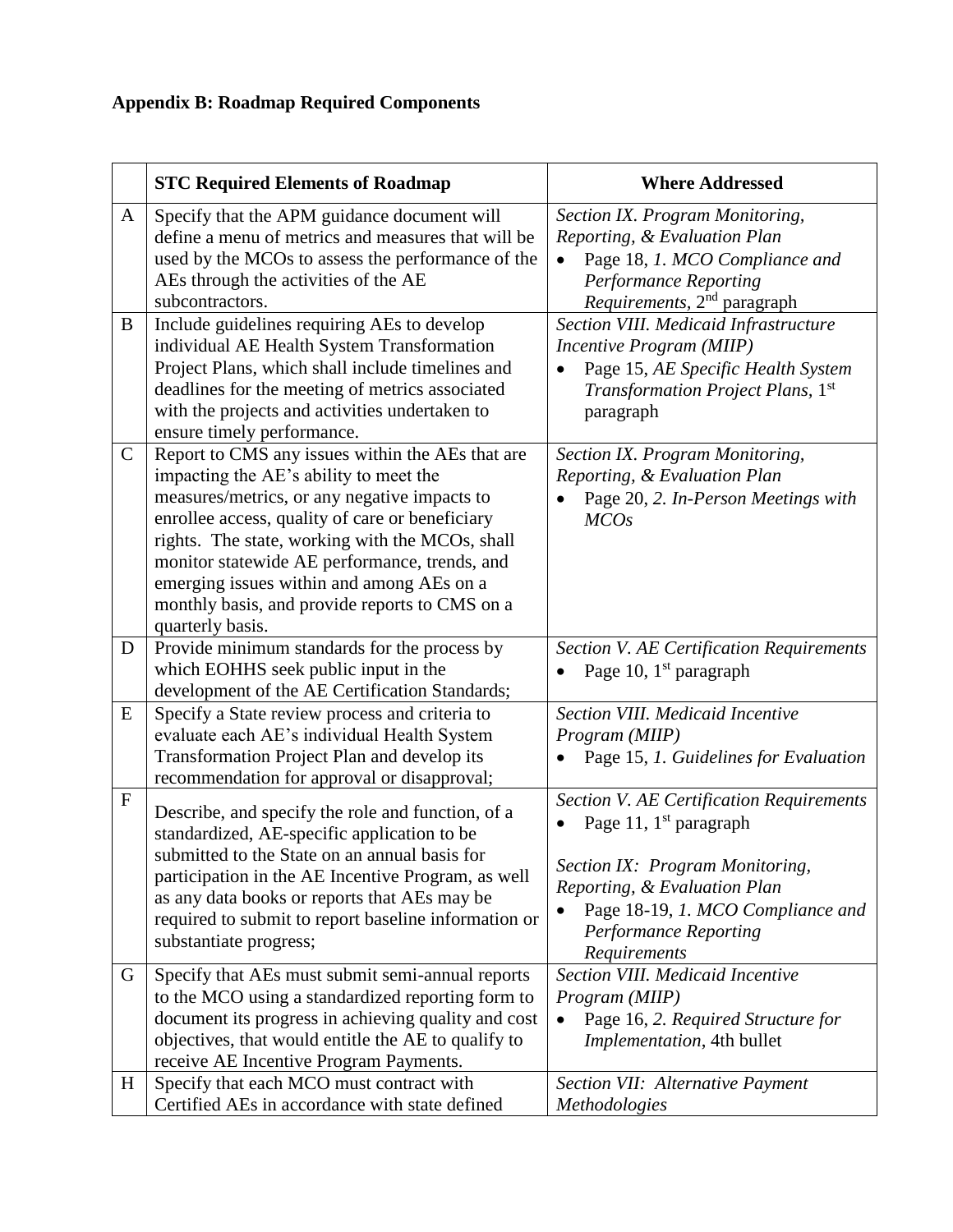**Appendix B: Roadmap Required Components**

| | STC Required Elements of Roadmap | Where Addressed |
|---|---|---|
| A | Specify that the APM guidance document will define a menu of metrics and measures that will be used by the MCOs to assess the performance of the AEs through the activities of the AE subcontractors. | *Section IX. Program Monitoring, Reporting, & Evaluation Plan*<br>• Page 18, *1. MCO Compliance and Performance Reporting Requirements*, 2nd paragraph |
| B | Include guidelines requiring AEs to develop individual AE Health System Transformation Project Plans, which shall include timelines and deadlines for the meeting of metrics associated with the projects and activities undertaken to ensure timely performance. | *Section VIII. Medicaid Infrastructure Incentive Program (MIIP)*<br>• Page 15, *AE Specific Health System Transformation Project Plans*, 1st paragraph |
| C | Report to CMS any issues within the AEs that are impacting the AE's ability to meet the measures/metrics, or any negative impacts to enrollee access, quality of care or beneficiary rights. The state, working with the MCOs, shall monitor statewide AE performance, trends, and emerging issues within and among AEs on a monthly basis, and provide reports to CMS on a quarterly basis. | *Section IX. Program Monitoring, Reporting, & Evaluation Plan*<br>• Page 20, *2. In-Person Meetings with MCOs* |
| D | Provide minimum standards for the process by which EOHHS seek public input in the development of the AE Certification Standards; | *Section V. AE Certification Requirements*<br>• Page 10, 1st paragraph |
| E | Specify a State review process and criteria to evaluate each AE's individual Health System Transformation Project Plan and develop its recommendation for approval or disapproval; | *Section VIII. Medicaid Incentive Program (MIIP)*<br>• Page 15, *1. Guidelines for Evaluation* |
| F | Describe, and specify the role and function, of a standardized, AE-specific application to be submitted to the State on an annual basis for participation in the AE Incentive Program, as well as any data books or reports that AEs may be required to submit to report baseline information or substantiate progress; | *Section V. AE Certification Requirements*<br>• Page 11, 1st paragraph<br><br>*Section IX: Program Monitoring, Reporting, & Evaluation Plan*<br>• Page 18-19, *1. MCO Compliance and Performance Reporting Requirements* |
| G | Specify that AEs must submit semi-annual reports to the MCO using a standardized reporting form to document its progress in achieving quality and cost objectives, that would entitle the AE to qualify to receive AE Incentive Program Payments. | *Section VIII. Medicaid Incentive Program (MIIP)*<br>• Page 16, *2. Required Structure for Implementation*, 4th bullet |
| H | Specify that each MCO must contract with Certified AEs in accordance with state defined | *Section VII: Alternative Payment Methodologies* |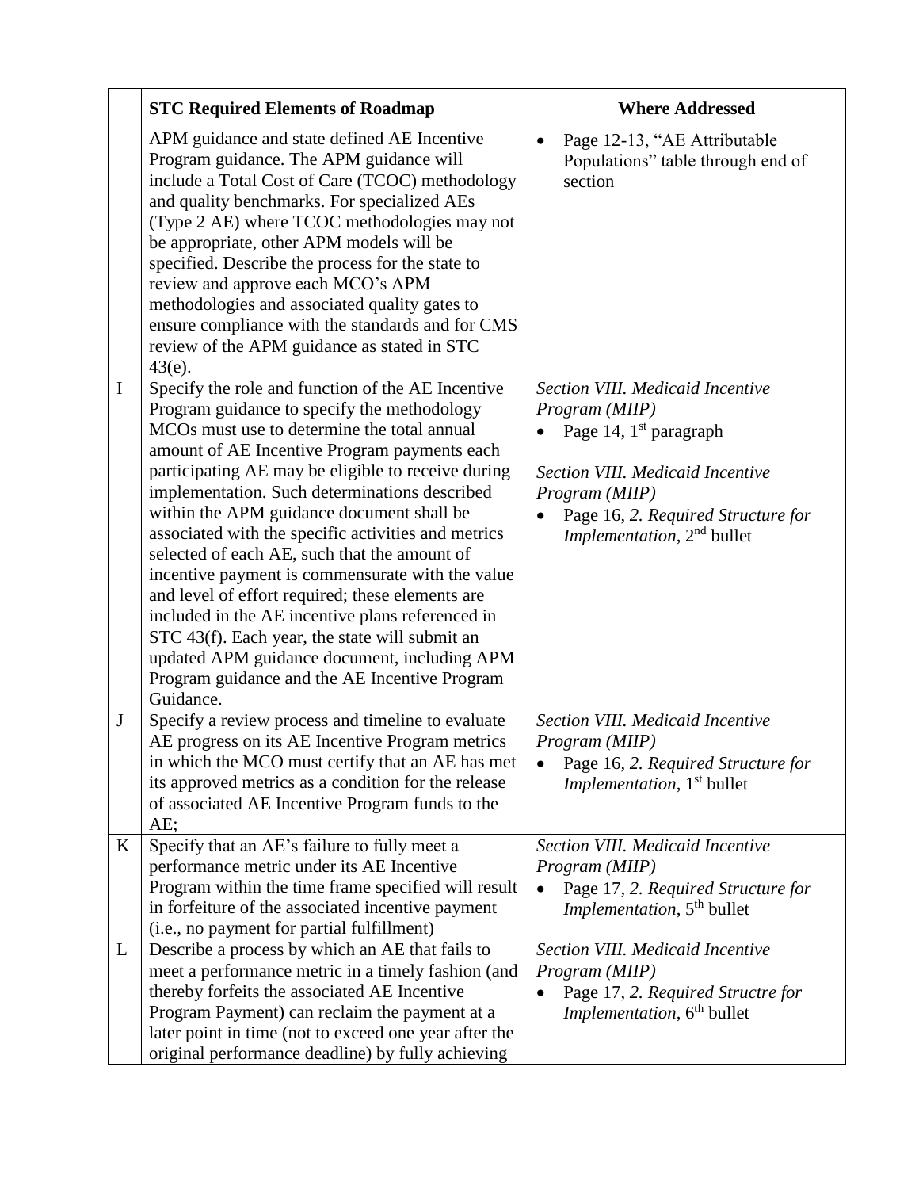| | STC Required Elements of Roadmap | Where Addressed |
|---|---|---|
| | APM guidance and state defined AE Incentive Program guidance. The APM guidance will include a Total Cost of Care (TCOC) methodology and quality benchmarks. For specialized AEs (Type 2 AE) where TCOC methodologies may not be appropriate, other APM models will be specified. Describe the process for the state to review and approve each MCO's APM methodologies and associated quality gates to ensure compliance with the standards and for CMS review of the APM guidance as stated in STC 43(e). | • Page 12-13, "AE Attributable Populations" table through end of section |
| I | Specify the role and function of the AE Incentive Program guidance to specify the methodology MCOs must use to determine the total annual amount of AE Incentive Program payments each participating AE may be eligible to receive during implementation. Such determinations described within the APM guidance document shall be associated with the specific activities and metrics selected of each AE, such that the amount of incentive payment is commensurate with the value and level of effort required; these elements are included in the AE incentive plans referenced in STC 43(f). Each year, the state will submit an updated APM guidance document, including APM Program guidance and the AE Incentive Program Guidance. | *Section VIII. Medicaid Incentive Program (MIIP)*<br>• Page 14, 1st paragraph<br><br>*Section VIII. Medicaid Incentive Program (MIIP)*<br>• Page 16, *2. Required Structure for Implementation*, 2nd bullet |
| J | Specify a review process and timeline to evaluate AE progress on its AE Incentive Program metrics in which the MCO must certify that an AE has met its approved metrics as a condition for the release of associated AE Incentive Program funds to the AE; | *Section VIII. Medicaid Incentive Program (MIIP)*<br>• Page 16, *2. Required Structure for Implementation*, 1st bullet |
| K | Specify that an AE's failure to fully meet a performance metric under its AE Incentive Program within the time frame specified will result in forfeiture of the associated incentive payment (i.e., no payment for partial fulfillment) | *Section VIII. Medicaid Incentive Program (MIIP)*<br>• Page 17, *2. Required Structure for Implementation*, 5th bullet |
| L | Describe a process by which an AE that fails to meet a performance metric in a timely fashion (and thereby forfeits the associated AE Incentive Program Payment) can reclaim the payment at a later point in time (not to exceed one year after the original performance deadline) by fully achieving | *Section VIII. Medicaid Incentive Program (MIIP)*<br>• Page 17, *2. Required Structre for Implementation*, 6th bullet |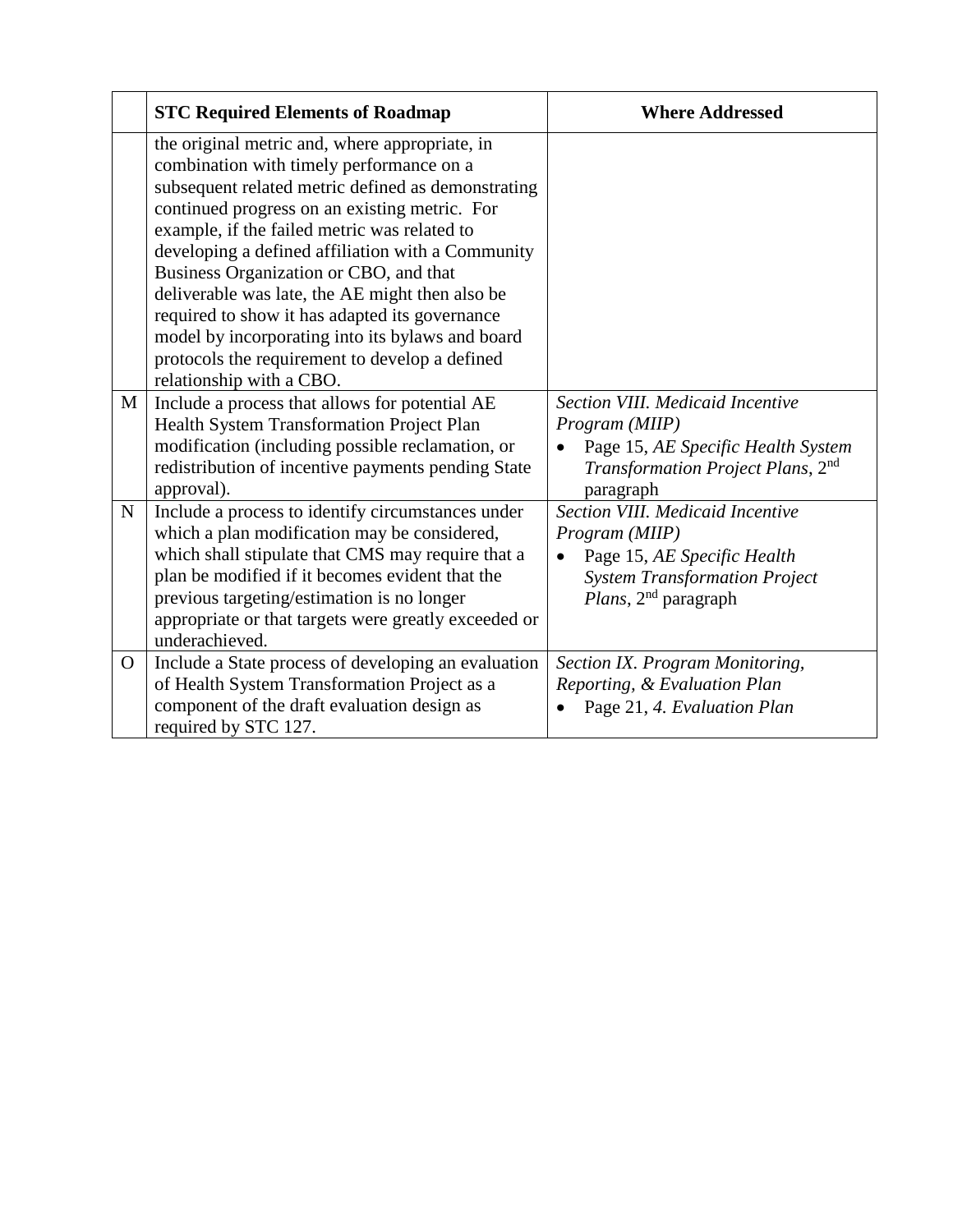| | STC Required Elements of Roadmap | Where Addressed |
|---|---|---|
| | the original metric and, where appropriate, in combination with timely performance on a subsequent related metric defined as demonstrating continued progress on an existing metric. For example, if the failed metric was related to developing a defined affiliation with a Community Business Organization or CBO, and that deliverable was late, the AE might then also be required to show it has adapted its governance model by incorporating into its bylaws and board protocols the requirement to develop a defined relationship with a CBO. | |
| M | Include a process that allows for potential AE Health System Transformation Project Plan modification (including possible reclamation, or redistribution of incentive payments pending State approval). | *Section VIII. Medicaid Incentive Program (MIIP)*<br>• Page 15, *AE Specific Health System Transformation Project Plans*, 2nd paragraph |
| N | Include a process to identify circumstances under which a plan modification may be considered, which shall stipulate that CMS may require that a plan be modified if it becomes evident that the previous targeting/estimation is no longer appropriate or that targets were greatly exceeded or underachieved. | *Section VIII. Medicaid Incentive Program (MIIP)*<br>• Page 15, *AE Specific Health System Transformation Project Plans*, 2nd paragraph |
| O | Include a State process of developing an evaluation of Health System Transformation Project as a component of the draft evaluation design as required by STC 127. | *Section IX. Program Monitoring, Reporting, & Evaluation Plan*<br>• Page 21, *4. Evaluation Plan* |